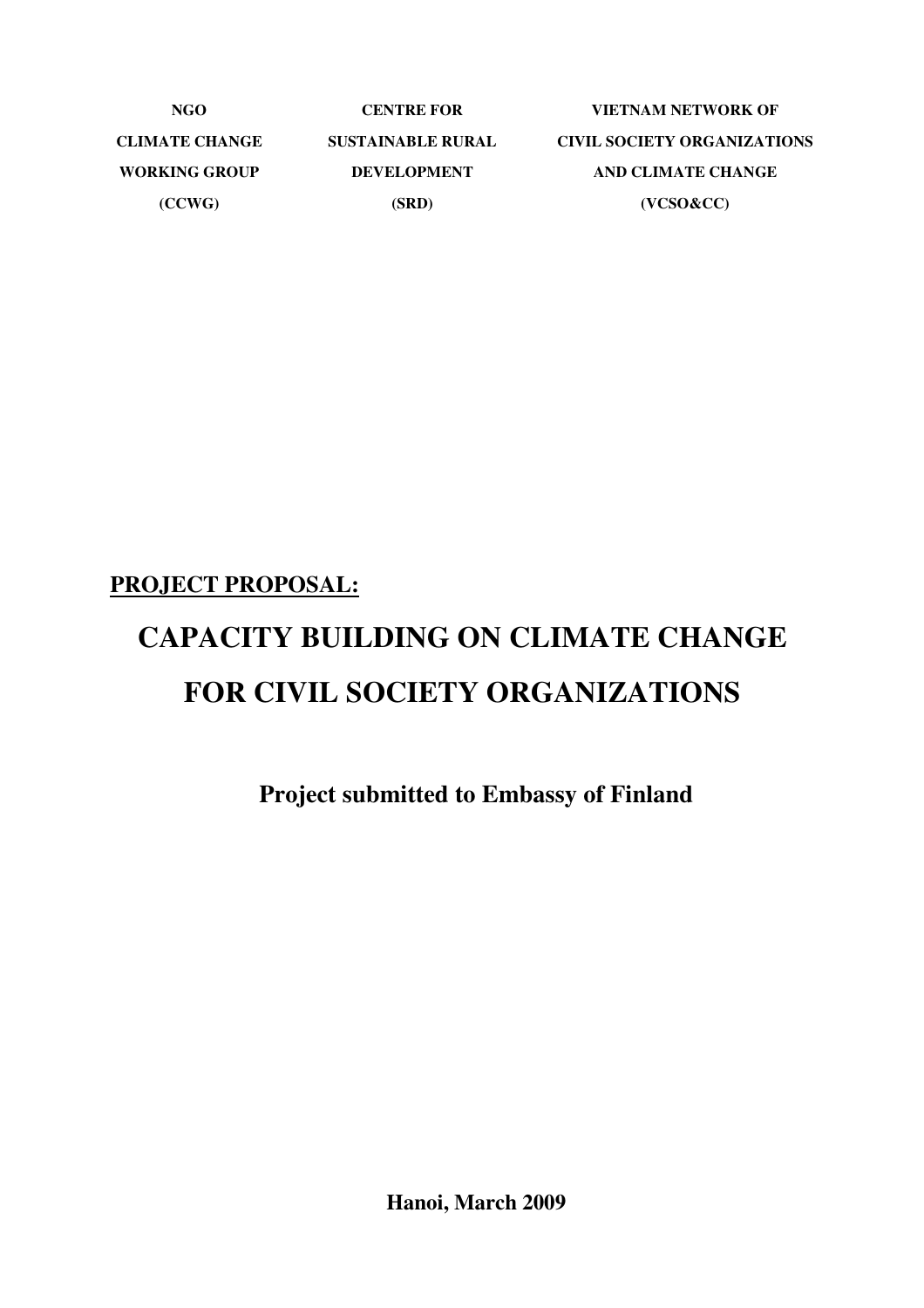**NGO CLIMATE CHANGE WORKING GROUP (CCWG)**

**CENTRE FOR SUSTAINABLE RURAL DEVELOPMENT (SRD)**

**VIETNAM NETWORK OF CIVIL SOCIETY ORGANIZATIONS AND CLIMATE CHANGE (VCSO&CC)**

**PROJECT PROPOSAL:**

# CAPACITY BUILDING ON CLIMATE CHANGE FOR CIVIL SOCIETY ORGANIZATIONS

**Project submitted to Embassy of Finland**

**Hanoi, March 2009**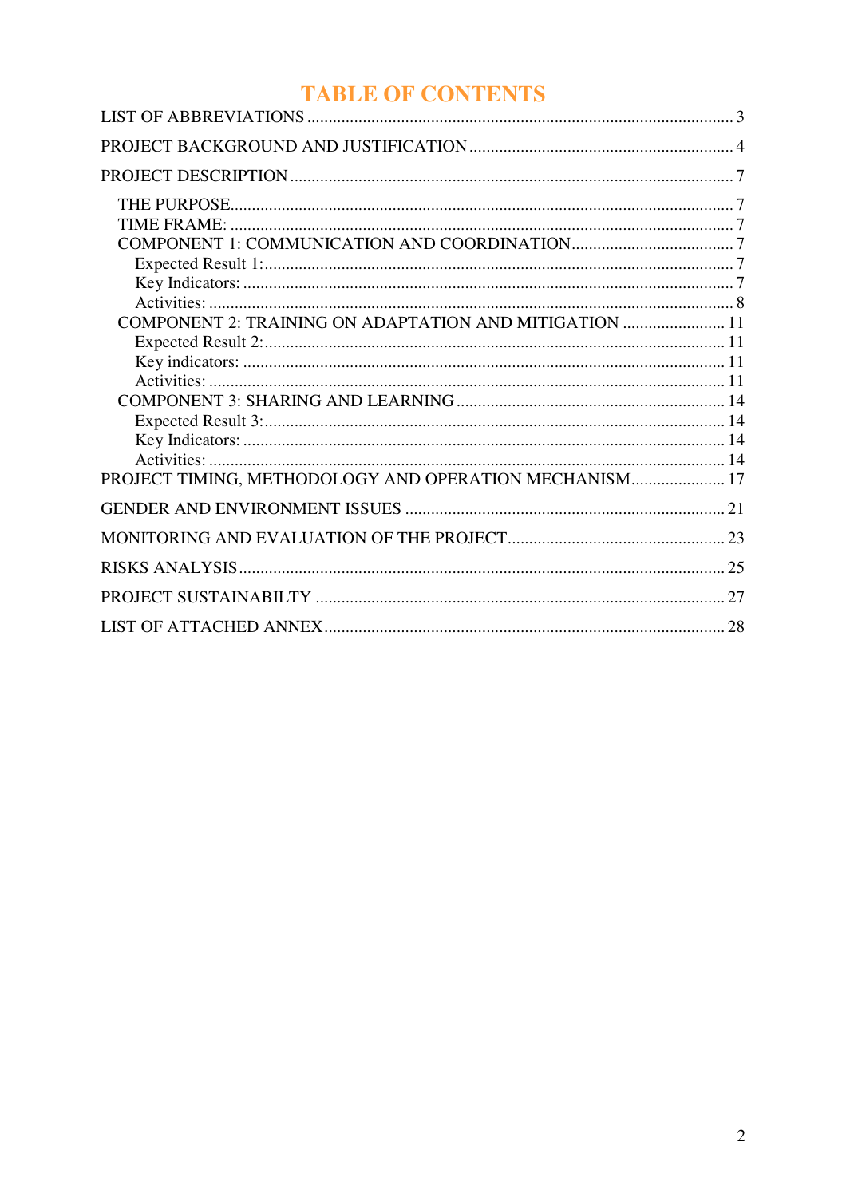# TABLE OF CONTENTS

LIST OF ABBREVIATIONS ........................................................................................... 3

PROJECT BACKGROUND AND JUSTIFICATION ............................................................. 4

PROJECT DESCRIPTION ....................................................................................... 7

- THE PURPOSE .................................................................................................... 7
- TIME FRAME: ..................................................................................................... 7
- COMPONENT 1: COMMUNICATION AND COORDINATION ........................................ 7
  - Expected Result 1: ............................................................................................ 7
  - Key Indicators: ................................................................................................. 7
  - Activities: ......................................................................................................... 8
- COMPONENT 2: TRAINING ON ADAPTATION AND MITIGATION ............................... 11
  - Expected Result 2: ............................................................................................ 11
  - Key indicators: ................................................................................................. 11
  - Activities: ......................................................................................................... 11
- COMPONENT 3: SHARING AND LEARNING ............................................................. 14
  - Expected Result 3: ............................................................................................ 14
  - Key Indicators: ................................................................................................. 14
  - Activities: ......................................................................................................... 14

PROJECT TIMING, METHODOLOGY AND OPERATION MECHANISM ............................ 17

GENDER AND ENVIRONMENT ISSUES ........................................................................ 21

MONITORING AND EVALUATION OF THE PROJECT .................................................. 23

RISKS ANALYSIS ................................................................................................... 25

PROJECT SUSTAINABILTY ........................................................................................ 27

LIST OF ATTACHED ANNEX ....................................................................................... 28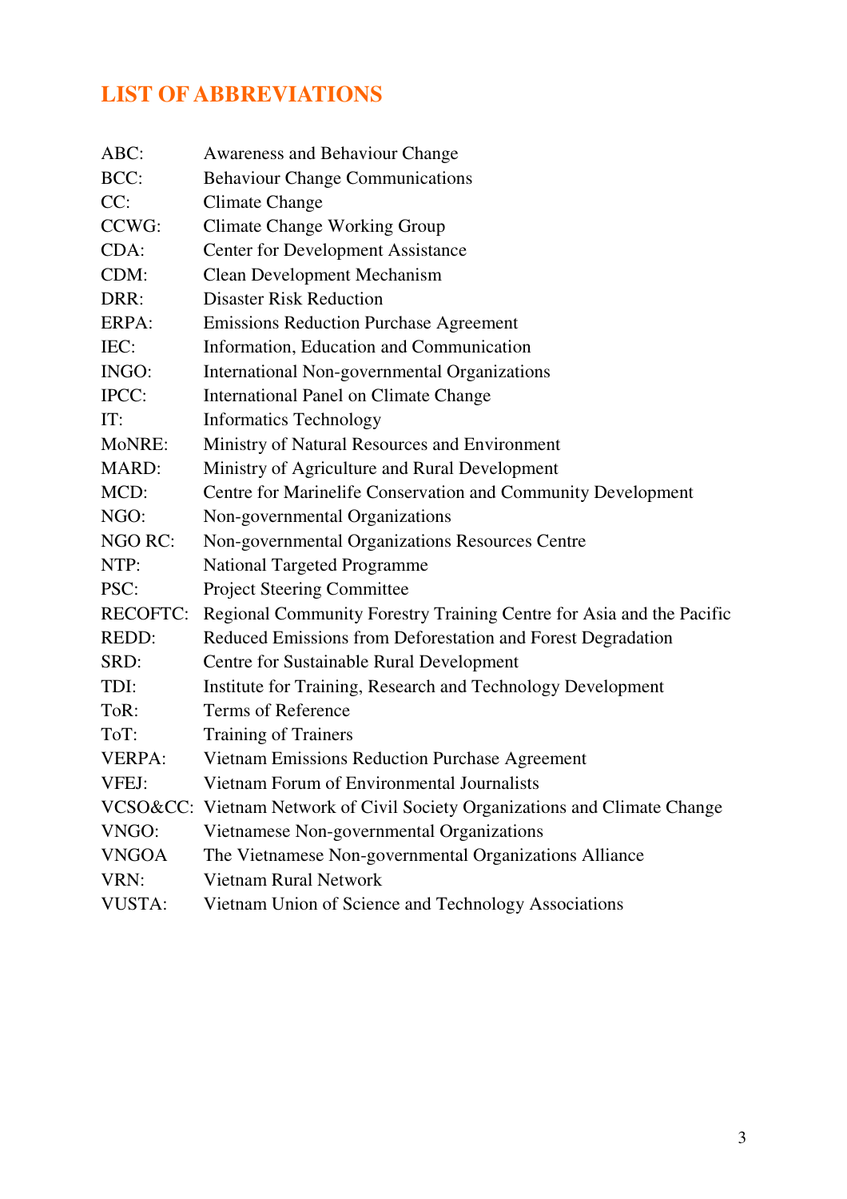## LIST OF ABBREVIATIONS

ABC: Awareness and Behaviour Change
BCC: Behaviour Change Communications
CC: Climate Change
CCWG: Climate Change Working Group
CDA: Center for Development Assistance
CDM: Clean Development Mechanism
DRR: Disaster Risk Reduction
ERPA: Emissions Reduction Purchase Agreement
IEC: Information, Education and Communication
INGO: International Non-governmental Organizations
IPCC: International Panel on Climate Change
IT: Informatics Technology
MoNRE: Ministry of Natural Resources and Environment
MARD: Ministry of Agriculture and Rural Development
MCD: Centre for Marinelife Conservation and Community Development
NGO: Non-governmental Organizations
NGO RC: Non-governmental Organizations Resources Centre
NTP: National Targeted Programme
PSC: Project Steering Committee
RECOFTC: Regional Community Forestry Training Centre for Asia and the Pacific
REDD: Reduced Emissions from Deforestation and Forest Degradation
SRD: Centre for Sustainable Rural Development
TDI: Institute for Training, Research and Technology Development
ToR: Terms of Reference
ToT: Training of Trainers
VERPA: Vietnam Emissions Reduction Purchase Agreement
VFEJ: Vietnam Forum of Environmental Journalists
VCSO&CC: Vietnam Network of Civil Society Organizations and Climate Change
VNGO: Vietnamese Non-governmental Organizations
VNGOA The Vietnamese Non-governmental Organizations Alliance
VRN: Vietnam Rural Network
VUSTA: Vietnam Union of Science and Technology Associations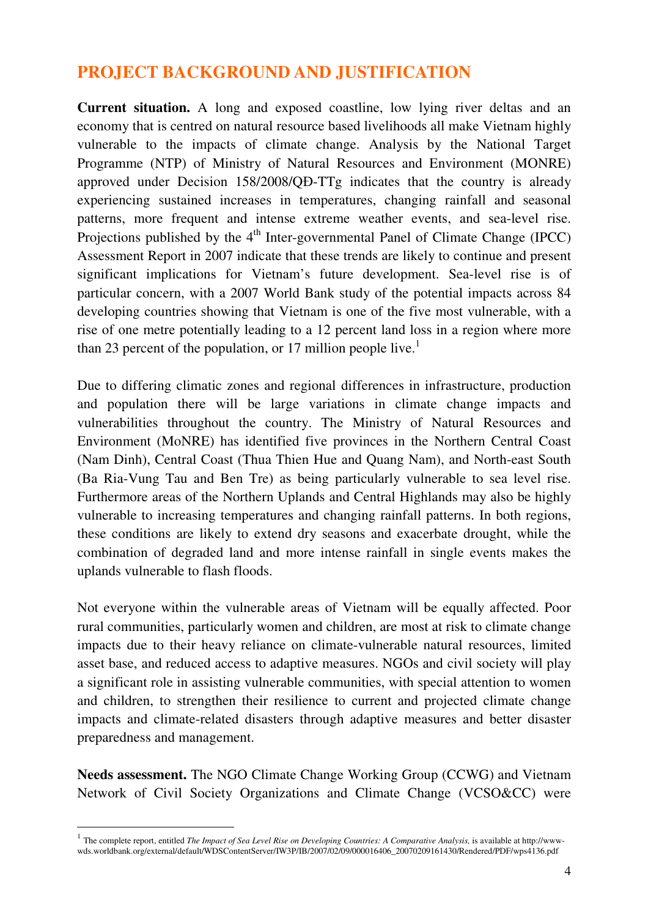## PROJECT BACKGROUND AND JUSTIFICATION

**Current situation.** A long and exposed coastline, low lying river deltas and an economy that is centred on natural resource based livelihoods all make Vietnam highly vulnerable to the impacts of climate change. Analysis by the National Target Programme (NTP) of Ministry of Natural Resources and Environment (MONRE) approved under Decision 158/2008/QĐ-TTg indicates that the country is already experiencing sustained increases in temperatures, changing rainfall and seasonal patterns, more frequent and intense extreme weather events, and sea-level rise. Projections published by the 4th Inter-governmental Panel of Climate Change (IPCC) Assessment Report in 2007 indicate that these trends are likely to continue and present significant implications for Vietnam's future development. Sea-level rise is of particular concern, with a 2007 World Bank study of the potential impacts across 84 developing countries showing that Vietnam is one of the five most vulnerable, with a rise of one metre potentially leading to a 12 percent land loss in a region where more than 23 percent of the population, or 17 million people live.[1]

Due to differing climatic zones and regional differences in infrastructure, production and population there will be large variations in climate change impacts and vulnerabilities throughout the country. The Ministry of Natural Resources and Environment (MoNRE) has identified five provinces in the Northern Central Coast (Nam Dinh), Central Coast (Thua Thien Hue and Quang Nam), and North-east South (Ba Ria-Vung Tau and Ben Tre) as being particularly vulnerable to sea level rise. Furthermore areas of the Northern Uplands and Central Highlands may also be highly vulnerable to increasing temperatures and changing rainfall patterns. In both regions, these conditions are likely to extend dry seasons and exacerbate drought, while the combination of degraded land and more intense rainfall in single events makes the uplands vulnerable to flash floods.

Not everyone within the vulnerable areas of Vietnam will be equally affected. Poor rural communities, particularly women and children, are most at risk to climate change impacts due to their heavy reliance on climate-vulnerable natural resources, limited asset base, and reduced access to adaptive measures. NGOs and civil society will play a significant role in assisting vulnerable communities, with special attention to women and children, to strengthen their resilience to current and projected climate change impacts and climate-related disasters through adaptive measures and better disaster preparedness and management.

**Needs assessment.** The NGO Climate Change Working Group (CCWG) and Vietnam Network of Civil Society Organizations and Climate Change (VCSO&CC) were

---

[1] The complete report, entitled *The Impact of Sea Level Rise on Developing Countries: A Comparative Analysis,* is available at http://www-wds.worldbank.org/external/default/WDSContentServer/IW3P/IB/2007/02/09/000016406_20070209161430/Rendered/PDF/wps4136.pdf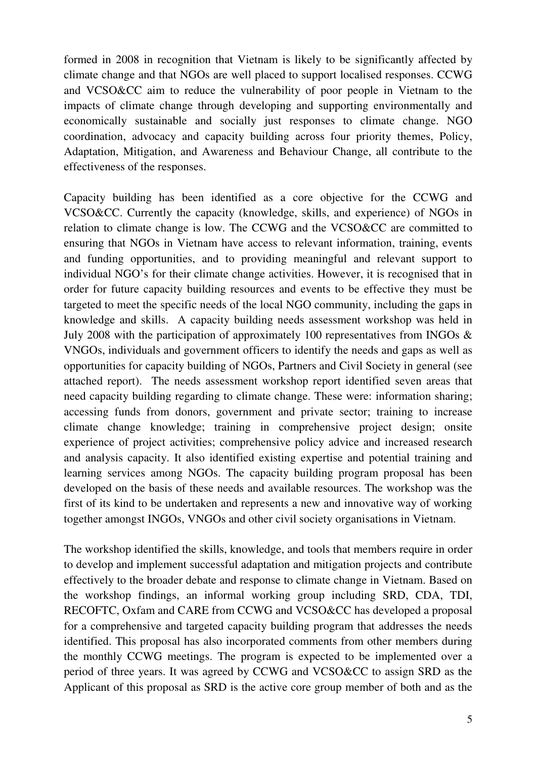formed in 2008 in recognition that Vietnam is likely to be significantly affected by climate change and that NGOs are well placed to support localised responses. CCWG and VCSO&CC aim to reduce the vulnerability of poor people in Vietnam to the impacts of climate change through developing and supporting environmentally and economically sustainable and socially just responses to climate change. NGO coordination, advocacy and capacity building across four priority themes, Policy, Adaptation, Mitigation, and Awareness and Behaviour Change, all contribute to the effectiveness of the responses.

Capacity building has been identified as a core objective for the CCWG and VCSO&CC. Currently the capacity (knowledge, skills, and experience) of NGOs in relation to climate change is low. The CCWG and the VCSO&CC are committed to ensuring that NGOs in Vietnam have access to relevant information, training, events and funding opportunities, and to providing meaningful and relevant support to individual NGO's for their climate change activities. However, it is recognised that in order for future capacity building resources and events to be effective they must be targeted to meet the specific needs of the local NGO community, including the gaps in knowledge and skills. A capacity building needs assessment workshop was held in July 2008 with the participation of approximately 100 representatives from INGOs & VNGOs, individuals and government officers to identify the needs and gaps as well as opportunities for capacity building of NGOs, Partners and Civil Society in general (see attached report). The needs assessment workshop report identified seven areas that need capacity building regarding to climate change. These were: information sharing; accessing funds from donors, government and private sector; training to increase climate change knowledge; training in comprehensive project design; onsite experience of project activities; comprehensive policy advice and increased research and analysis capacity. It also identified existing expertise and potential training and learning services among NGOs. The capacity building program proposal has been developed on the basis of these needs and available resources. The workshop was the first of its kind to be undertaken and represents a new and innovative way of working together amongst INGOs, VNGOs and other civil society organisations in Vietnam.

The workshop identified the skills, knowledge, and tools that members require in order to develop and implement successful adaptation and mitigation projects and contribute effectively to the broader debate and response to climate change in Vietnam. Based on the workshop findings, an informal working group including SRD, CDA, TDI, RECOFTC, Oxfam and CARE from CCWG and VCSO&CC has developed a proposal for a comprehensive and targeted capacity building program that addresses the needs identified. This proposal has also incorporated comments from other members during the monthly CCWG meetings. The program is expected to be implemented over a period of three years. It was agreed by CCWG and VCSO&CC to assign SRD as the Applicant of this proposal as SRD is the active core group member of both and as the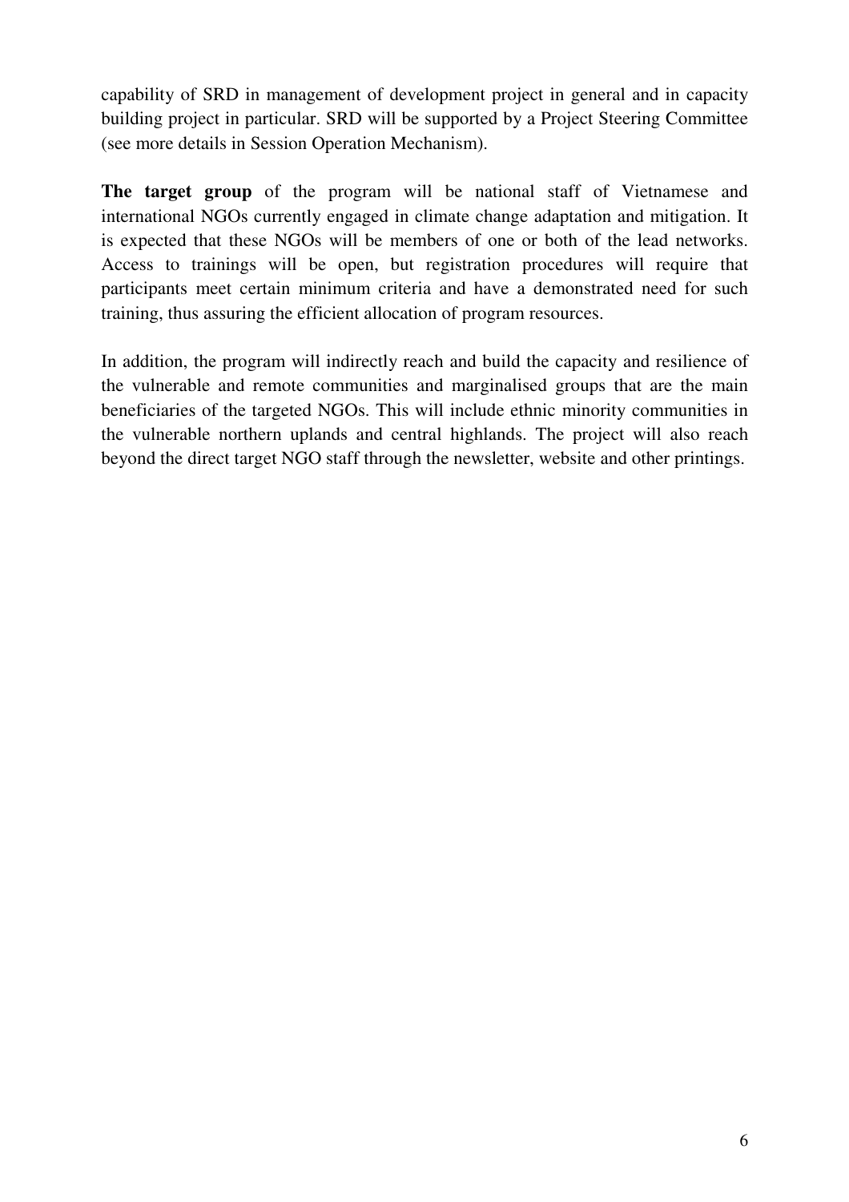capability of SRD in management of development project in general and in capacity building project in particular. SRD will be supported by a Project Steering Committee (see more details in Session Operation Mechanism).

**The target group** of the program will be national staff of Vietnamese and international NGOs currently engaged in climate change adaptation and mitigation. It is expected that these NGOs will be members of one or both of the lead networks. Access to trainings will be open, but registration procedures will require that participants meet certain minimum criteria and have a demonstrated need for such training, thus assuring the efficient allocation of program resources.

In addition, the program will indirectly reach and build the capacity and resilience of the vulnerable and remote communities and marginalised groups that are the main beneficiaries of the targeted NGOs. This will include ethnic minority communities in the vulnerable northern uplands and central highlands. The project will also reach beyond the direct target NGO staff through the newsletter, website and other printings.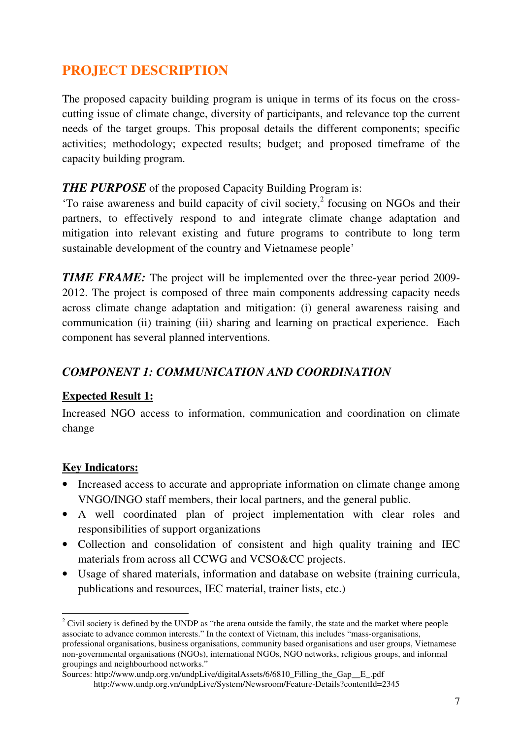# PROJECT DESCRIPTION

The proposed capacity building program is unique in terms of its focus on the cross-cutting issue of climate change, diversity of participants, and relevance top the current needs of the target groups. This proposal details the different components; specific activities; methodology; expected results; budget; and proposed timeframe of the capacity building program.

***THE PURPOSE*** of the proposed Capacity Building Program is:
'To raise awareness and build capacity of civil society,[2] focusing on NGOs and their partners, to effectively respond to and integrate climate change adaptation and mitigation into relevant existing and future programs to contribute to long term sustainable development of the country and Vietnamese people'

***TIME FRAME:*** The project will be implemented over the three-year period 2009-2012. The project is composed of three main components addressing capacity needs across climate change adaptation and mitigation: (i) general awareness raising and communication (ii) training (iii) sharing and learning on practical experience. Each component has several planned interventions.

## *COMPONENT 1: COMMUNICATION AND COORDINATION*

**Expected Result 1:**

Increased NGO access to information, communication and coordination on climate change

**Key Indicators:**

- Increased access to accurate and appropriate information on climate change among VNGO/INGO staff members, their local partners, and the general public.
- A well coordinated plan of project implementation with clear roles and responsibilities of support organizations
- Collection and consolidation of consistent and high quality training and IEC materials from across all CCWG and VCSO&CC projects.
- Usage of shared materials, information and database on website (training curricula, publications and resources, IEC material, trainer lists, etc.)

---

[2] Civil society is defined by the UNDP as "the arena outside the family, the state and the market where people associate to advance common interests." In the context of Vietnam, this includes "mass-organisations, professional organisations, business organisations, community based organisations and user groups, Vietnamese non-governmental organisations (NGOs), international NGOs, NGO networks, religious groups, and informal groupings and neighbourhood networks."
Sources: http://www.undp.org.vn/undpLive/digitalAssets/6/6810_Filling_the_Gap__E_.pdf
http://www.undp.org.vn/undpLive/System/Newsroom/Feature-Details?contentId=2345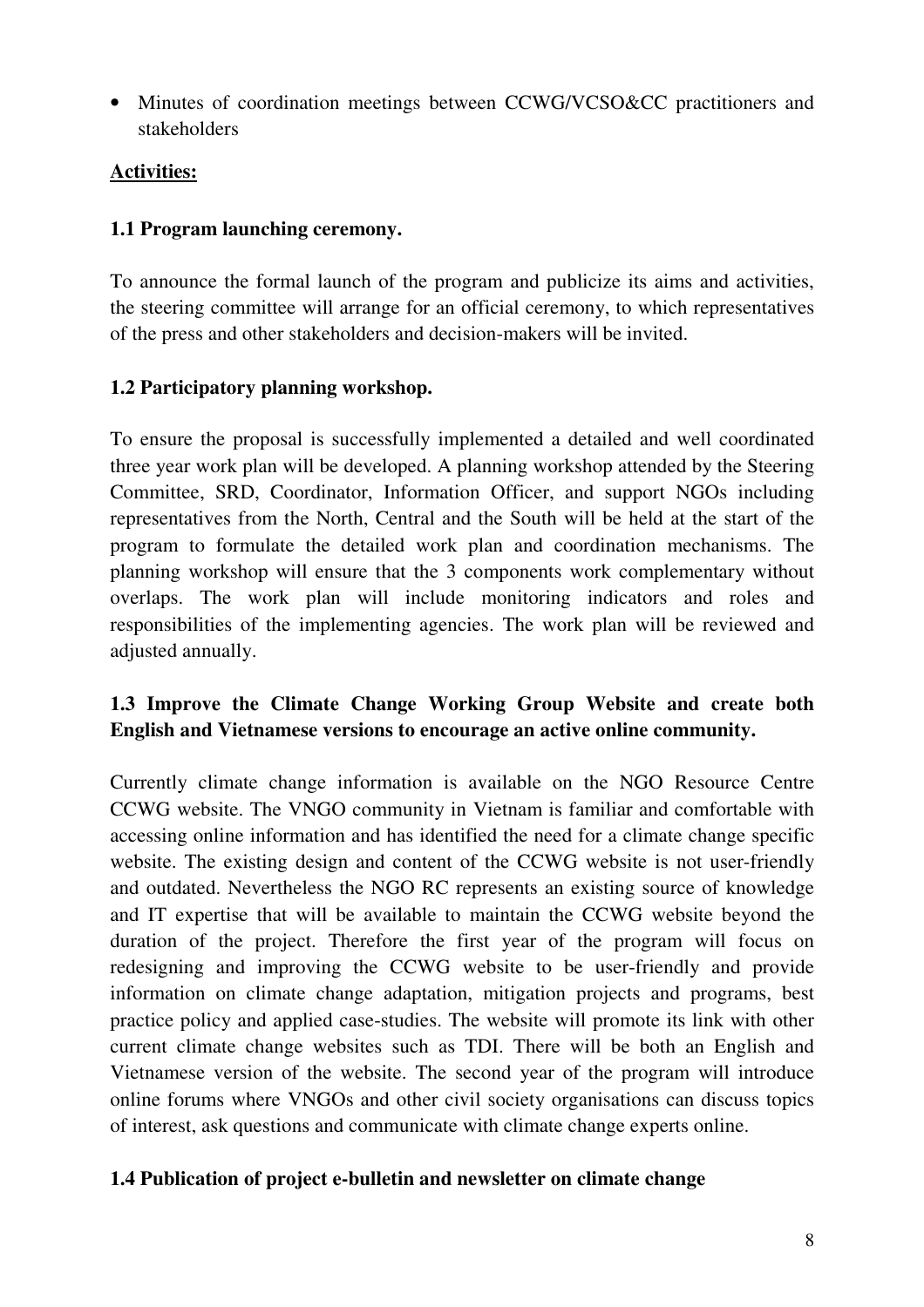- Minutes of coordination meetings between CCWG/VCSO&CC practitioners and stakeholders

**Activities:**

**1.1 Program launching ceremony.**

To announce the formal launch of the program and publicize its aims and activities, the steering committee will arrange for an official ceremony, to which representatives of the press and other stakeholders and decision-makers will be invited.

**1.2 Participatory planning workshop.**

To ensure the proposal is successfully implemented a detailed and well coordinated three year work plan will be developed. A planning workshop attended by the Steering Committee, SRD, Coordinator, Information Officer, and support NGOs including representatives from the North, Central and the South will be held at the start of the program to formulate the detailed work plan and coordination mechanisms. The planning workshop will ensure that the 3 components work complementary without overlaps. The work plan will include monitoring indicators and roles and responsibilities of the implementing agencies. The work plan will be reviewed and adjusted annually.

**1.3 Improve the Climate Change Working Group Website and create both English and Vietnamese versions to encourage an active online community.**

Currently climate change information is available on the NGO Resource Centre CCWG website. The VNGO community in Vietnam is familiar and comfortable with accessing online information and has identified the need for a climate change specific website. The existing design and content of the CCWG website is not user-friendly and outdated. Nevertheless the NGO RC represents an existing source of knowledge and IT expertise that will be available to maintain the CCWG website beyond the duration of the project. Therefore the first year of the program will focus on redesigning and improving the CCWG website to be user-friendly and provide information on climate change adaptation, mitigation projects and programs, best practice policy and applied case-studies. The website will promote its link with other current climate change websites such as TDI. There will be both an English and Vietnamese version of the website. The second year of the program will introduce online forums where VNGOs and other civil society organisations can discuss topics of interest, ask questions and communicate with climate change experts online.

**1.4 Publication of project e-bulletin and newsletter on climate change**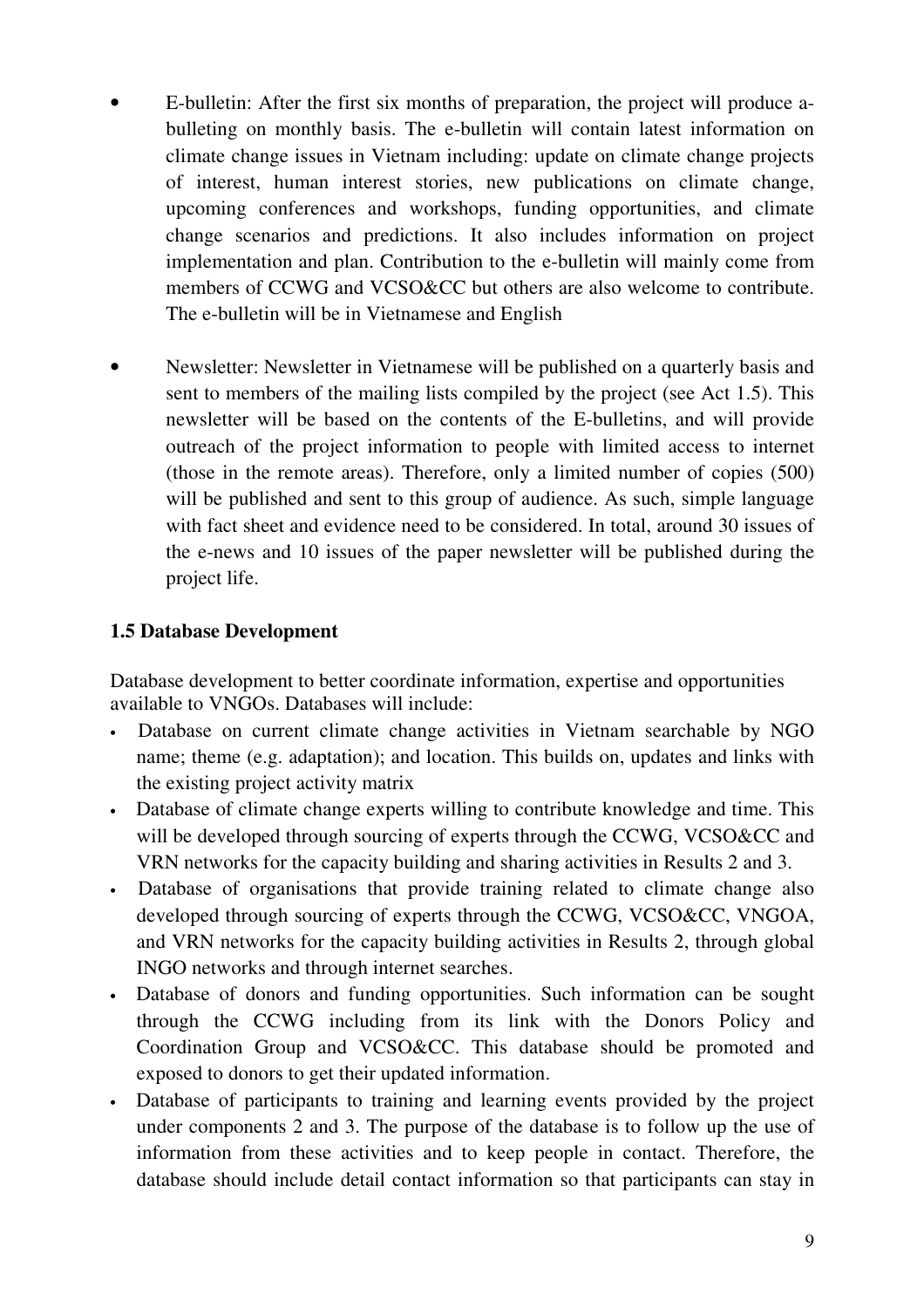- E-bulletin: After the first six months of preparation, the project will produce a-bulleting on monthly basis. The e-bulletin will contain latest information on climate change issues in Vietnam including: update on climate change projects of interest, human interest stories, new publications on climate change, upcoming conferences and workshops, funding opportunities, and climate change scenarios and predictions. It also includes information on project implementation and plan. Contribution to the e-bulletin will mainly come from members of CCWG and VCSO&CC but others are also welcome to contribute. The e-bulletin will be in Vietnamese and English

- Newsletter: Newsletter in Vietnamese will be published on a quarterly basis and sent to members of the mailing lists compiled by the project (see Act 1.5). This newsletter will be based on the contents of the E-bulletins, and will provide outreach of the project information to people with limited access to internet (those in the remote areas). Therefore, only a limited number of copies (500) will be published and sent to this group of audience. As such, simple language with fact sheet and evidence need to be considered. In total, around 30 issues of the e-news and 10 issues of the paper newsletter will be published during the project life.

### 1.5 Database Development

Database development to better coordinate information, expertise and opportunities available to VNGOs. Databases will include:

- Database on current climate change activities in Vietnam searchable by NGO name; theme (e.g. adaptation); and location. This builds on, updates and links with the existing project activity matrix
- Database of climate change experts willing to contribute knowledge and time. This will be developed through sourcing of experts through the CCWG, VCSO&CC and VRN networks for the capacity building and sharing activities in Results 2 and 3.
- Database of organisations that provide training related to climate change also developed through sourcing of experts through the CCWG, VCSO&CC, VNGOA, and VRN networks for the capacity building activities in Results 2, through global INGO networks and through internet searches.
- Database of donors and funding opportunities. Such information can be sought through the CCWG including from its link with the Donors Policy and Coordination Group and VCSO&CC. This database should be promoted and exposed to donors to get their updated information.
- Database of participants to training and learning events provided by the project under components 2 and 3. The purpose of the database is to follow up the use of information from these activities and to keep people in contact. Therefore, the database should include detail contact information so that participants can stay in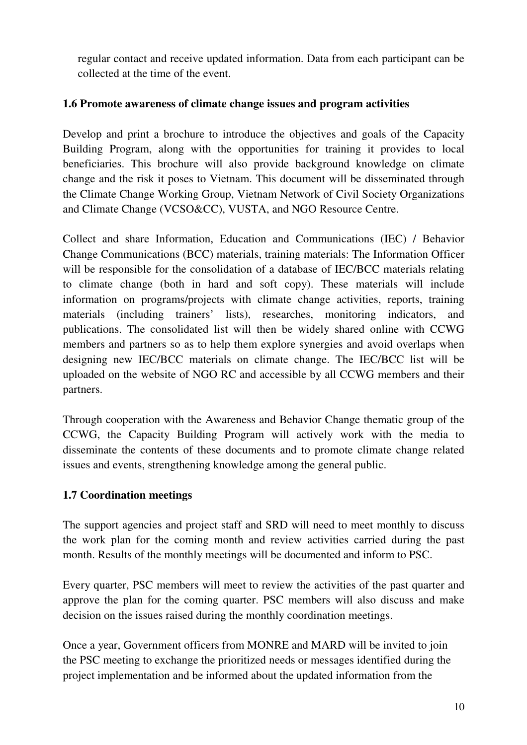regular contact and receive updated information. Data from each participant can be collected at the time of the event.

### 1.6 Promote awareness of climate change issues and program activities

Develop and print a brochure to introduce the objectives and goals of the Capacity Building Program, along with the opportunities for training it provides to local beneficiaries. This brochure will also provide background knowledge on climate change and the risk it poses to Vietnam. This document will be disseminated through the Climate Change Working Group, Vietnam Network of Civil Society Organizations and Climate Change (VCSO&CC), VUSTA, and NGO Resource Centre.

Collect and share Information, Education and Communications (IEC) / Behavior Change Communications (BCC) materials, training materials: The Information Officer will be responsible for the consolidation of a database of IEC/BCC materials relating to climate change (both in hard and soft copy). These materials will include information on programs/projects with climate change activities, reports, training materials (including trainers' lists), researches, monitoring indicators, and publications. The consolidated list will then be widely shared online with CCWG members and partners so as to help them explore synergies and avoid overlaps when designing new IEC/BCC materials on climate change. The IEC/BCC list will be uploaded on the website of NGO RC and accessible by all CCWG members and their partners.

Through cooperation with the Awareness and Behavior Change thematic group of the CCWG, the Capacity Building Program will actively work with the media to disseminate the contents of these documents and to promote climate change related issues and events, strengthening knowledge among the general public.

### 1.7 Coordination meetings

The support agencies and project staff and SRD will need to meet monthly to discuss the work plan for the coming month and review activities carried during the past month. Results of the monthly meetings will be documented and inform to PSC.

Every quarter, PSC members will meet to review the activities of the past quarter and approve the plan for the coming quarter. PSC members will also discuss and make decision on the issues raised during the monthly coordination meetings.

Once a year, Government officers from MONRE and MARD will be invited to join the PSC meeting to exchange the prioritized needs or messages identified during the project implementation and be informed about the updated information from the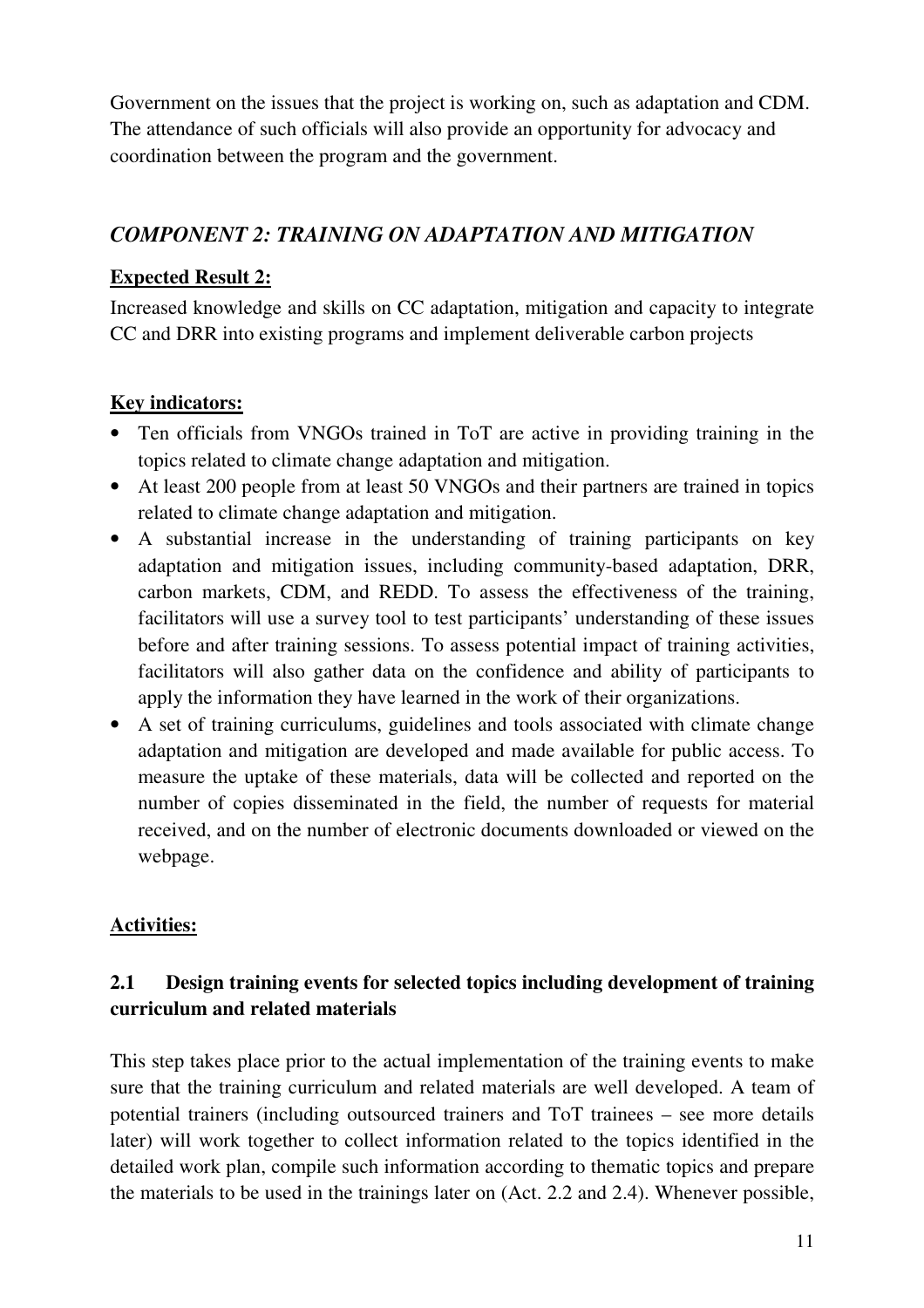Government on the issues that the project is working on, such as adaptation and CDM. The attendance of such officials will also provide an opportunity for advocacy and coordination between the program and the government.

## *COMPONENT 2: TRAINING ON ADAPTATION AND MITIGATION*

**Expected Result 2:**

Increased knowledge and skills on CC adaptation, mitigation and capacity to integrate CC and DRR into existing programs and implement deliverable carbon projects

**Key indicators:**

- Ten officials from VNGOs trained in ToT are active in providing training in the topics related to climate change adaptation and mitigation.
- At least 200 people from at least 50 VNGOs and their partners are trained in topics related to climate change adaptation and mitigation.
- A substantial increase in the understanding of training participants on key adaptation and mitigation issues, including community-based adaptation, DRR, carbon markets, CDM, and REDD. To assess the effectiveness of the training, facilitators will use a survey tool to test participants' understanding of these issues before and after training sessions. To assess potential impact of training activities, facilitators will also gather data on the confidence and ability of participants to apply the information they have learned in the work of their organizations.
- A set of training curriculums, guidelines and tools associated with climate change adaptation and mitigation are developed and made available for public access. To measure the uptake of these materials, data will be collected and reported on the number of copies disseminated in the field, the number of requests for material received, and on the number of electronic documents downloaded or viewed on the webpage.

**Activities:**

### 2.1 Design training events for selected topics including development of training curriculum and related materials

This step takes place prior to the actual implementation of the training events to make sure that the training curriculum and related materials are well developed. A team of potential trainers (including outsourced trainers and ToT trainees – see more details later) will work together to collect information related to the topics identified in the detailed work plan, compile such information according to thematic topics and prepare the materials to be used in the trainings later on (Act. 2.2 and 2.4). Whenever possible,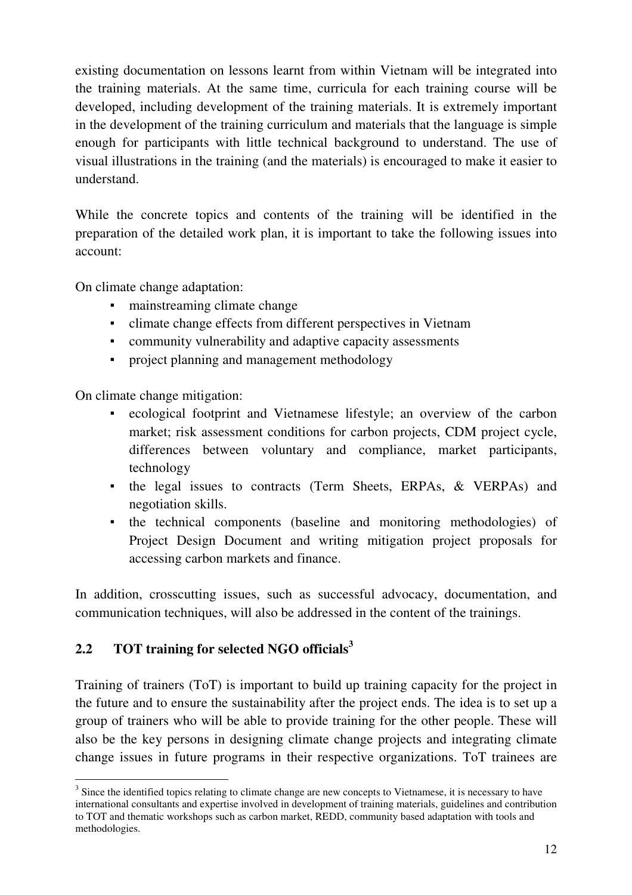existing documentation on lessons learnt from within Vietnam will be integrated into the training materials. At the same time, curricula for each training course will be developed, including development of the training materials. It is extremely important in the development of the training curriculum and materials that the language is simple enough for participants with little technical background to understand. The use of visual illustrations in the training (and the materials) is encouraged to make it easier to understand.

While the concrete topics and contents of the training will be identified in the preparation of the detailed work plan, it is important to take the following issues into account:

On climate change adaptation:

- mainstreaming climate change
- climate change effects from different perspectives in Vietnam
- community vulnerability and adaptive capacity assessments
- project planning and management methodology

On climate change mitigation:

- ecological footprint and Vietnamese lifestyle; an overview of the carbon market; risk assessment conditions for carbon projects, CDM project cycle, differences between voluntary and compliance, market participants, technology
- the legal issues to contracts (Term Sheets, ERPAs, & VERPAs) and negotiation skills.
- the technical components (baseline and monitoring methodologies) of Project Design Document and writing mitigation project proposals for accessing carbon markets and finance.

In addition, crosscutting issues, such as successful advocacy, documentation, and communication techniques, will also be addressed in the content of the trainings.

## 2.2 TOT training for selected NGO officials[3]

Training of trainers (ToT) is important to build up training capacity for the project in the future and to ensure the sustainability after the project ends. The idea is to set up a group of trainers who will be able to provide training for the other people. These will also be the key persons in designing climate change projects and integrating climate change issues in future programs in their respective organizations. ToT trainees are

---

[3] Since the identified topics relating to climate change are new concepts to Vietnamese, it is necessary to have international consultants and expertise involved in development of training materials, guidelines and contribution to TOT and thematic workshops such as carbon market, REDD, community based adaptation with tools and methodologies.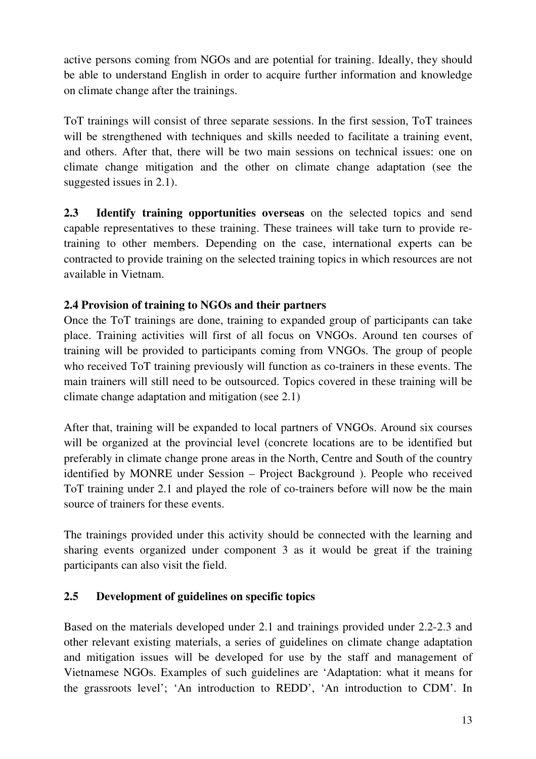active persons coming from NGOs and are potential for training. Ideally, they should be able to understand English in order to acquire further information and knowledge on climate change after the trainings.

ToT trainings will consist of three separate sessions. In the first session, ToT trainees will be strengthened with techniques and skills needed to facilitate a training event, and others. After that, there will be two main sessions on technical issues: one on climate change mitigation and the other on climate change adaptation (see the suggested issues in 2.1).

**2.3 Identify training opportunities overseas** on the selected topics and send capable representatives to these training. These trainees will take turn to provide re-training to other members. Depending on the case, international experts can be contracted to provide training on the selected training topics in which resources are not available in Vietnam.

### 2.4 Provision of training to NGOs and their partners

Once the ToT trainings are done, training to expanded group of participants can take place. Training activities will first of all focus on VNGOs. Around ten courses of training will be provided to participants coming from VNGOs. The group of people who received ToT training previously will function as co-trainers in these events. The main trainers will still need to be outsourced. Topics covered in these training will be climate change adaptation and mitigation (see 2.1)

After that, training will be expanded to local partners of VNGOs. Around six courses will be organized at the provincial level (concrete locations are to be identified but preferably in climate change prone areas in the North, Centre and South of the country identified by MONRE under Session – Project Background ). People who received ToT training under 2.1 and played the role of co-trainers before will now be the main source of trainers for these events.

The trainings provided under this activity should be connected with the learning and sharing events organized under component 3 as it would be great if the training participants can also visit the field.

### 2.5 Development of guidelines on specific topics

Based on the materials developed under 2.1 and trainings provided under 2.2-2.3 and other relevant existing materials, a series of guidelines on climate change adaptation and mitigation issues will be developed for use by the staff and management of Vietnamese NGOs. Examples of such guidelines are 'Adaptation: what it means for the grassroots level'; 'An introduction to REDD', 'An introduction to CDM'. In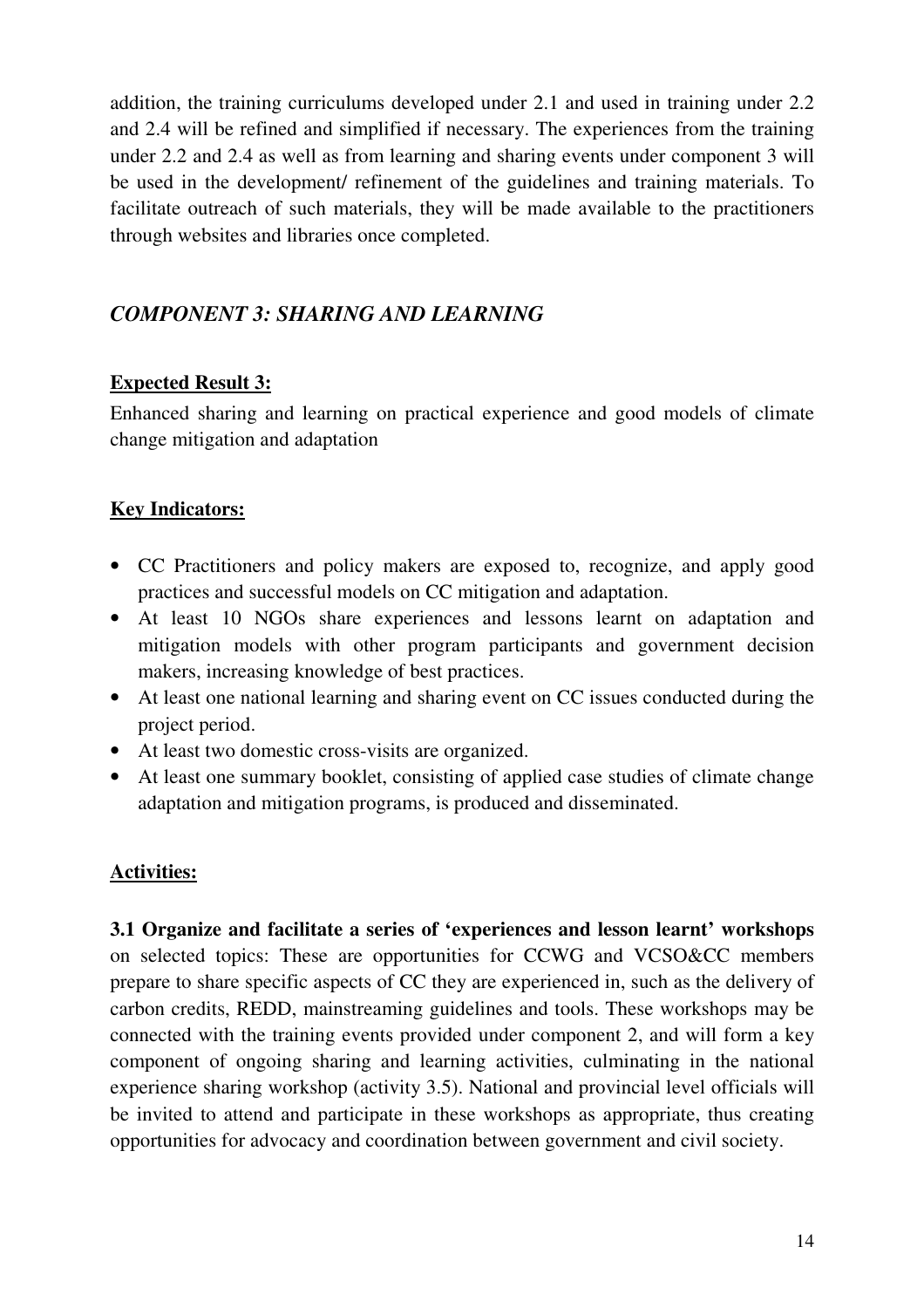addition, the training curriculums developed under 2.1 and used in training under 2.2 and 2.4 will be refined and simplified if necessary. The experiences from the training under 2.2 and 2.4 as well as from learning and sharing events under component 3 will be used in the development/ refinement of the guidelines and training materials. To facilitate outreach of such materials, they will be made available to the practitioners through websites and libraries once completed.

## *COMPONENT 3: SHARING AND LEARNING*

**Expected Result 3:**

Enhanced sharing and learning on practical experience and good models of climate change mitigation and adaptation

**Key Indicators:**

- CC Practitioners and policy makers are exposed to, recognize, and apply good practices and successful models on CC mitigation and adaptation.
- At least 10 NGOs share experiences and lessons learnt on adaptation and mitigation models with other program participants and government decision makers, increasing knowledge of best practices.
- At least one national learning and sharing event on CC issues conducted during the project period.
- At least two domestic cross-visits are organized.
- At least one summary booklet, consisting of applied case studies of climate change adaptation and mitigation programs, is produced and disseminated.

**Activities:**

**3.1 Organize and facilitate a series of 'experiences and lesson learnt' workshops** on selected topics: These are opportunities for CCWG and VCSO&CC members prepare to share specific aspects of CC they are experienced in, such as the delivery of carbon credits, REDD, mainstreaming guidelines and tools. These workshops may be connected with the training events provided under component 2, and will form a key component of ongoing sharing and learning activities, culminating in the national experience sharing workshop (activity 3.5). National and provincial level officials will be invited to attend and participate in these workshops as appropriate, thus creating opportunities for advocacy and coordination between government and civil society.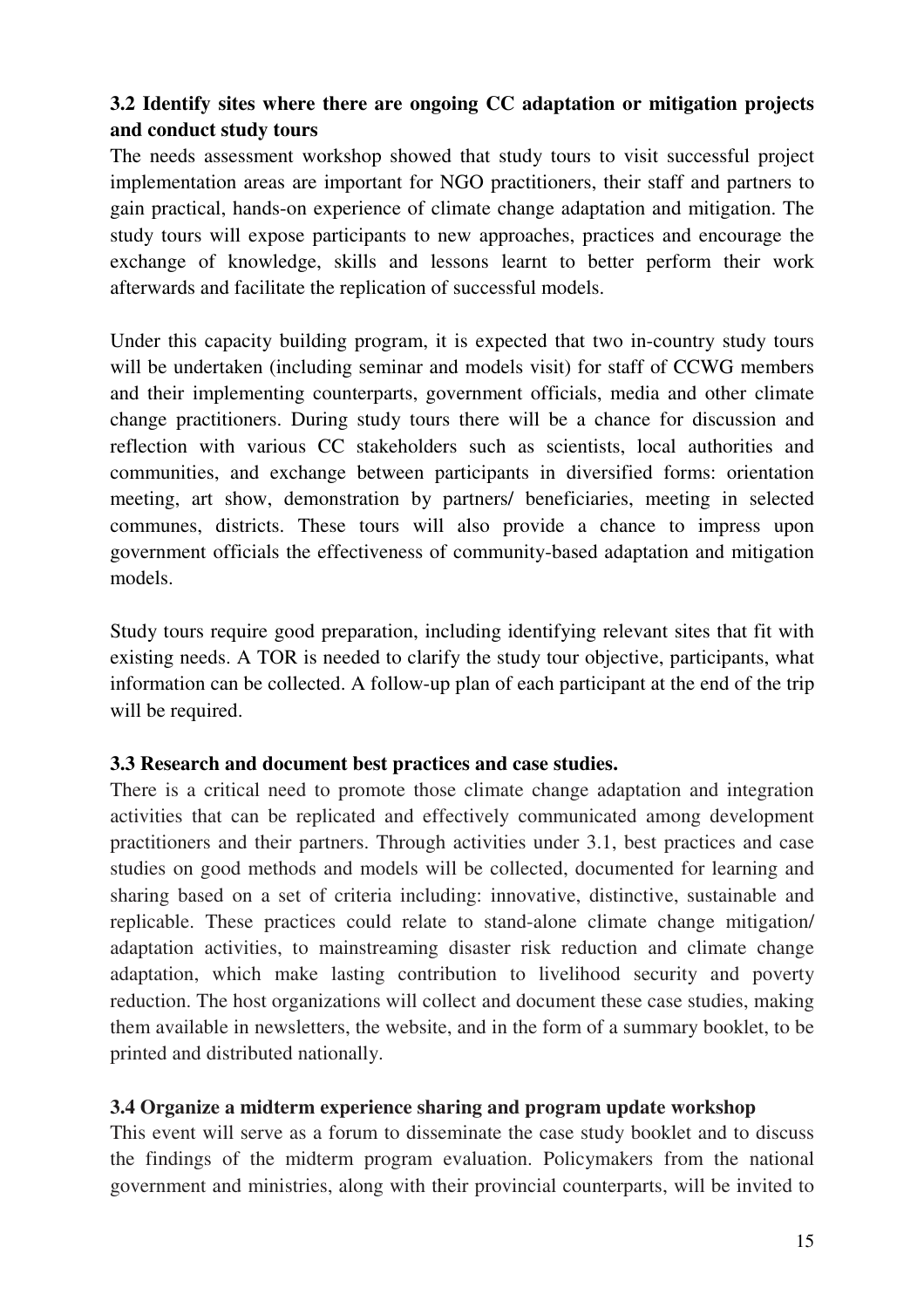### 3.2 Identify sites where there are ongoing CC adaptation or mitigation projects and conduct study tours

The needs assessment workshop showed that study tours to visit successful project implementation areas are important for NGO practitioners, their staff and partners to gain practical, hands-on experience of climate change adaptation and mitigation. The study tours will expose participants to new approaches, practices and encourage the exchange of knowledge, skills and lessons learnt to better perform their work afterwards and facilitate the replication of successful models.

Under this capacity building program, it is expected that two in-country study tours will be undertaken (including seminar and models visit) for staff of CCWG members and their implementing counterparts, government officials, media and other climate change practitioners. During study tours there will be a chance for discussion and reflection with various CC stakeholders such as scientists, local authorities and communities, and exchange between participants in diversified forms: orientation meeting, art show, demonstration by partners/ beneficiaries, meeting in selected communes, districts. These tours will also provide a chance to impress upon government officials the effectiveness of community-based adaptation and mitigation models.

Study tours require good preparation, including identifying relevant sites that fit with existing needs. A TOR is needed to clarify the study tour objective, participants, what information can be collected. A follow-up plan of each participant at the end of the trip will be required.

### 3.3 Research and document best practices and case studies.

There is a critical need to promote those climate change adaptation and integration activities that can be replicated and effectively communicated among development practitioners and their partners. Through activities under 3.1, best practices and case studies on good methods and models will be collected, documented for learning and sharing based on a set of criteria including: innovative, distinctive, sustainable and replicable. These practices could relate to stand-alone climate change mitigation/ adaptation activities, to mainstreaming disaster risk reduction and climate change adaptation, which make lasting contribution to livelihood security and poverty reduction. The host organizations will collect and document these case studies, making them available in newsletters, the website, and in the form of a summary booklet, to be printed and distributed nationally.

### 3.4 Organize a midterm experience sharing and program update workshop

This event will serve as a forum to disseminate the case study booklet and to discuss the findings of the midterm program evaluation. Policymakers from the national government and ministries, along with their provincial counterparts, will be invited to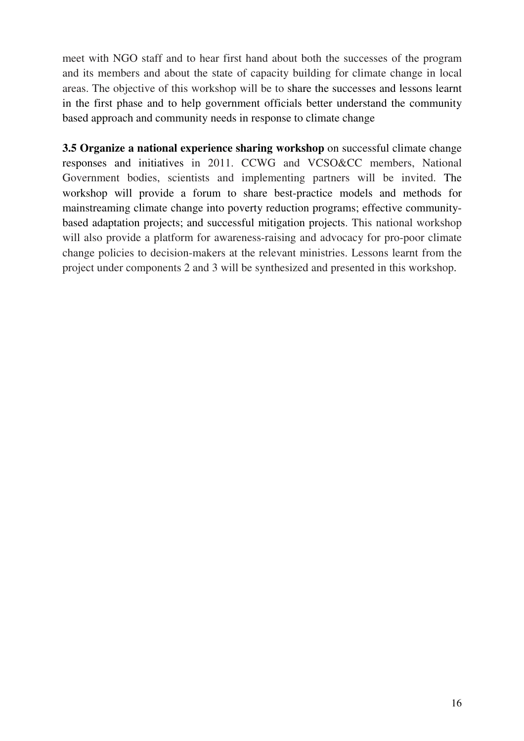meet with NGO staff and to hear first hand about both the successes of the program and its members and about the state of capacity building for climate change in local areas. The objective of this workshop will be to share the successes and lessons learnt in the first phase and to help government officials better understand the community based approach and community needs in response to climate change

**3.5 Organize a national experience sharing workshop** on successful climate change responses and initiatives in 2011. CCWG and VCSO&CC members, National Government bodies, scientists and implementing partners will be invited. The workshop will provide a forum to share best-practice models and methods for mainstreaming climate change into poverty reduction programs; effective community-based adaptation projects; and successful mitigation projects. This national workshop will also provide a platform for awareness-raising and advocacy for pro-poor climate change policies to decision-makers at the relevant ministries. Lessons learnt from the project under components 2 and 3 will be synthesized and presented in this workshop.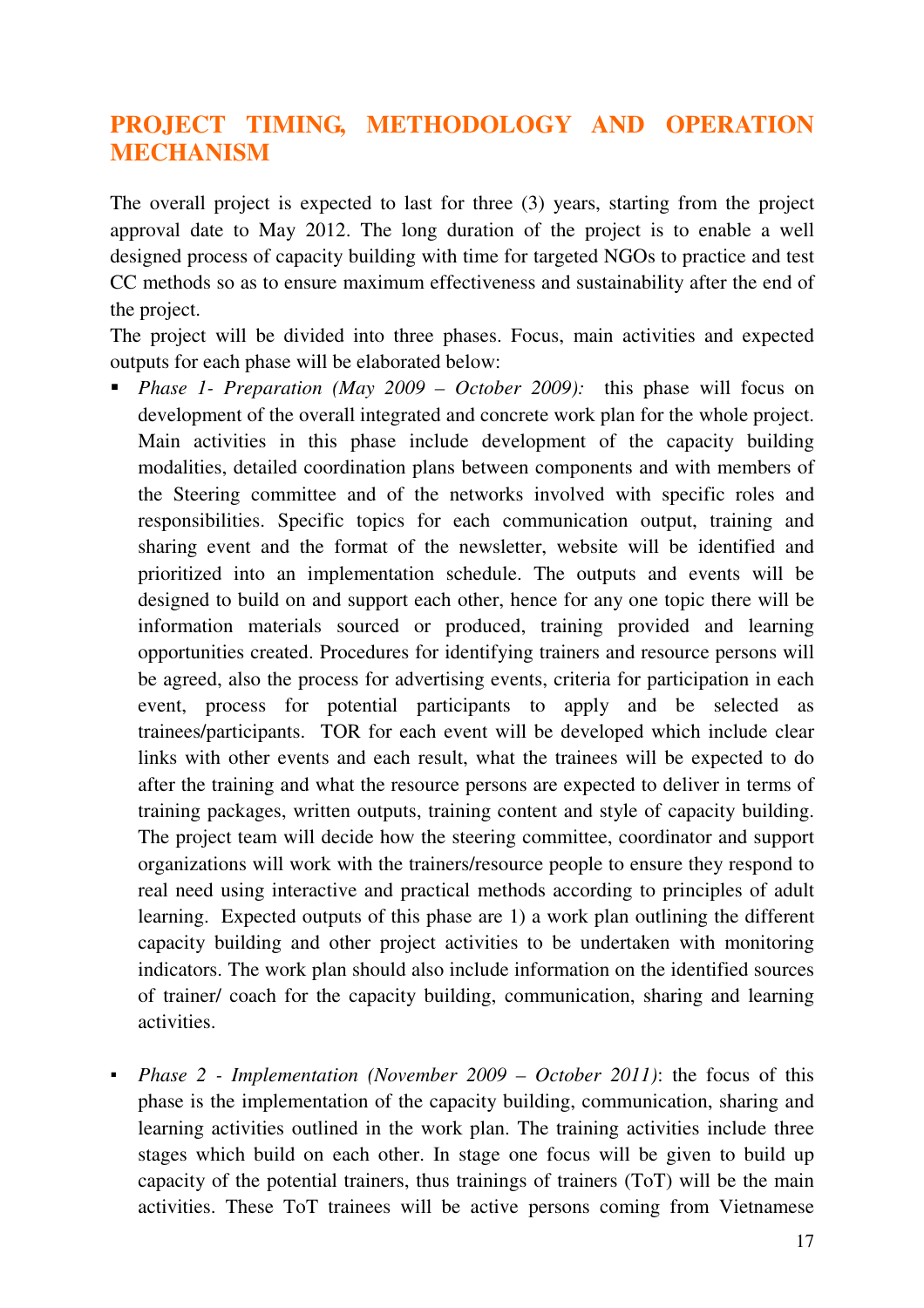## PROJECT TIMING, METHODOLOGY AND OPERATION MECHANISM

The overall project is expected to last for three (3) years, starting from the project approval date to May 2012. The long duration of the project is to enable a well designed process of capacity building with time for targeted NGOs to practice and test CC methods so as to ensure maximum effectiveness and sustainability after the end of the project.

The project will be divided into three phases. Focus, main activities and expected outputs for each phase will be elaborated below:

- *Phase 1- Preparation (May 2009 – October 2009):* this phase will focus on development of the overall integrated and concrete work plan for the whole project. Main activities in this phase include development of the capacity building modalities, detailed coordination plans between components and with members of the Steering committee and of the networks involved with specific roles and responsibilities. Specific topics for each communication output, training and sharing event and the format of the newsletter, website will be identified and prioritized into an implementation schedule. The outputs and events will be designed to build on and support each other, hence for any one topic there will be information materials sourced or produced, training provided and learning opportunities created. Procedures for identifying trainers and resource persons will be agreed, also the process for advertising events, criteria for participation in each event, process for potential participants to apply and be selected as trainees/participants. TOR for each event will be developed which include clear links with other events and each result, what the trainees will be expected to do after the training and what the resource persons are expected to deliver in terms of training packages, written outputs, training content and style of capacity building. The project team will decide how the steering committee, coordinator and support organizations will work with the trainers/resource people to ensure they respond to real need using interactive and practical methods according to principles of adult learning. Expected outputs of this phase are 1) a work plan outlining the different capacity building and other project activities to be undertaken with monitoring indicators. The work plan should also include information on the identified sources of trainer/ coach for the capacity building, communication, sharing and learning activities.

- *Phase 2 - Implementation (November 2009 – October 2011)*: the focus of this phase is the implementation of the capacity building, communication, sharing and learning activities outlined in the work plan. The training activities include three stages which build on each other. In stage one focus will be given to build up capacity of the potential trainers, thus trainings of trainers (ToT) will be the main activities. These ToT trainees will be active persons coming from Vietnamese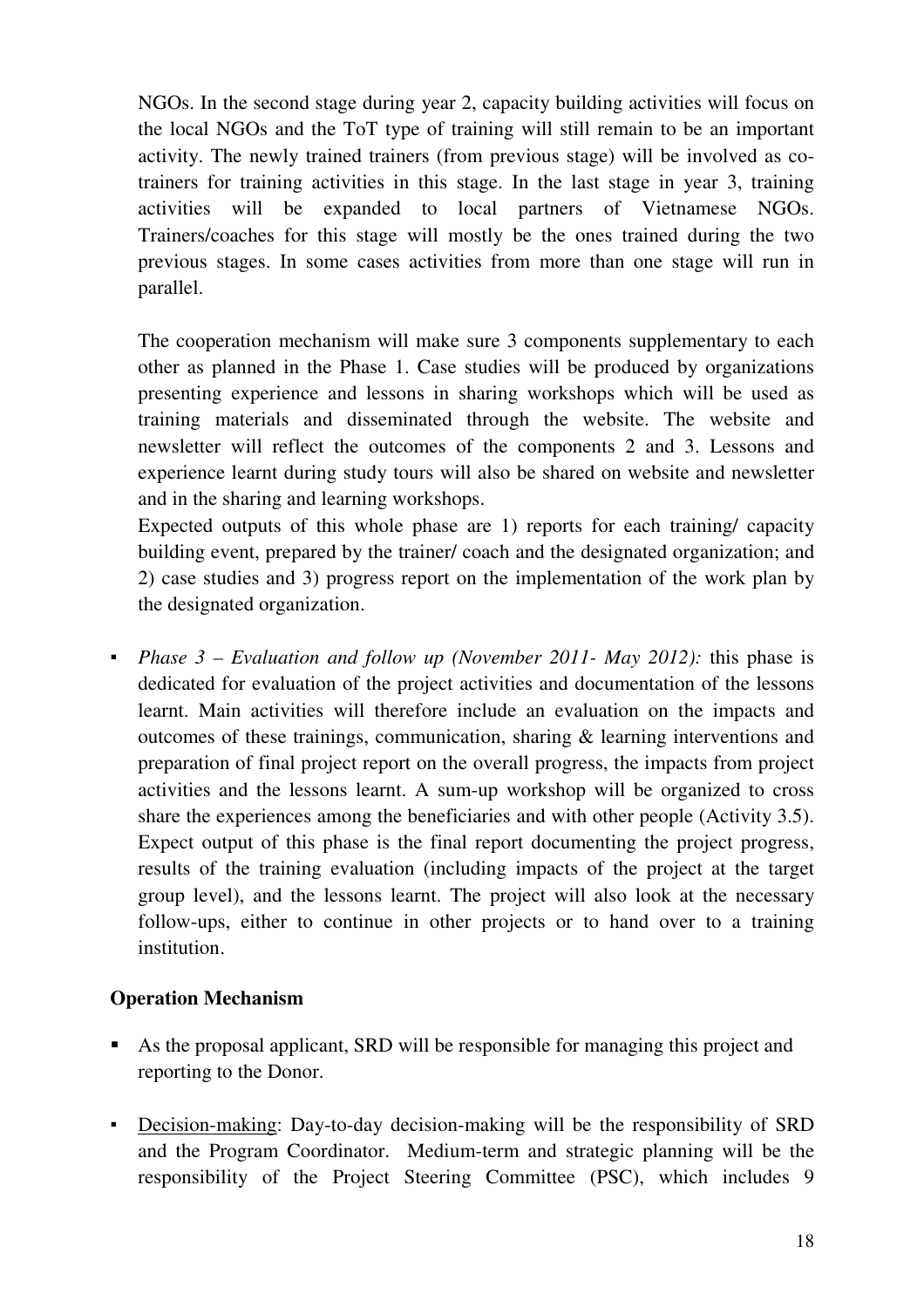NGOs. In the second stage during year 2, capacity building activities will focus on the local NGOs and the ToT type of training will still remain to be an important activity. The newly trained trainers (from previous stage) will be involved as co-trainers for training activities in this stage. In the last stage in year 3, training activities will be expanded to local partners of Vietnamese NGOs. Trainers/coaches for this stage will mostly be the ones trained during the two previous stages. In some cases activities from more than one stage will run in parallel.

The cooperation mechanism will make sure 3 components supplementary to each other as planned in the Phase 1. Case studies will be produced by organizations presenting experience and lessons in sharing workshops which will be used as training materials and disseminated through the website. The website and newsletter will reflect the outcomes of the components 2 and 3. Lessons and experience learnt during study tours will also be shared on website and newsletter and in the sharing and learning workshops.

Expected outputs of this whole phase are 1) reports for each training/ capacity building event, prepared by the trainer/ coach and the designated organization; and 2) case studies and 3) progress report on the implementation of the work plan by the designated organization.

- *Phase 3 – Evaluation and follow up (November 2011- May 2012):* this phase is dedicated for evaluation of the project activities and documentation of the lessons learnt. Main activities will therefore include an evaluation on the impacts and outcomes of these trainings, communication, sharing & learning interventions and preparation of final project report on the overall progress, the impacts from project activities and the lessons learnt. A sum-up workshop will be organized to cross share the experiences among the beneficiaries and with other people (Activity 3.5). Expect output of this phase is the final report documenting the project progress, results of the training evaluation (including impacts of the project at the target group level), and the lessons learnt. The project will also look at the necessary follow-ups, either to continue in other projects or to hand over to a training institution.

**Operation Mechanism**

- As the proposal applicant, SRD will be responsible for managing this project and reporting to the Donor.
- Decision-making: Day-to-day decision-making will be the responsibility of SRD and the Program Coordinator. Medium-term and strategic planning will be the responsibility of the Project Steering Committee (PSC), which includes 9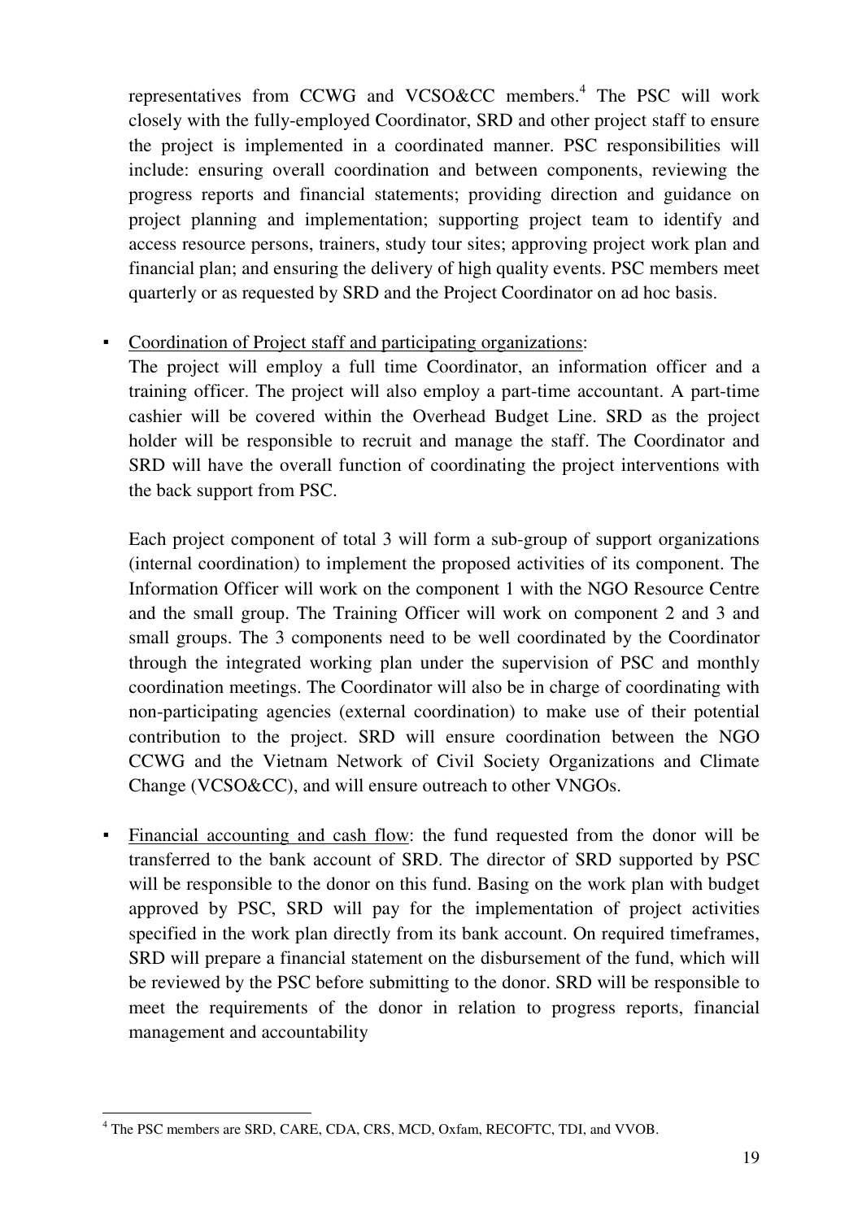representatives from CCWG and VCSO&CC members.[4] The PSC will work closely with the fully-employed Coordinator, SRD and other project staff to ensure the project is implemented in a coordinated manner. PSC responsibilities will include: ensuring overall coordination and between components, reviewing the progress reports and financial statements; providing direction and guidance on project planning and implementation; supporting project team to identify and access resource persons, trainers, study tour sites; approving project work plan and financial plan; and ensuring the delivery of high quality events. PSC members meet quarterly or as requested by SRD and the Project Coordinator on ad hoc basis.

- Coordination of Project staff and participating organizations:
  The project will employ a full time Coordinator, an information officer and a training officer. The project will also employ a part-time accountant. A part-time cashier will be covered within the Overhead Budget Line. SRD as the project holder will be responsible to recruit and manage the staff. The Coordinator and SRD will have the overall function of coordinating the project interventions with the back support from PSC.

  Each project component of total 3 will form a sub-group of support organizations (internal coordination) to implement the proposed activities of its component. The Information Officer will work on the component 1 with the NGO Resource Centre and the small group. The Training Officer will work on component 2 and 3 and small groups. The 3 components need to be well coordinated by the Coordinator through the integrated working plan under the supervision of PSC and monthly coordination meetings. The Coordinator will also be in charge of coordinating with non-participating agencies (external coordination) to make use of their potential contribution to the project. SRD will ensure coordination between the NGO CCWG and the Vietnam Network of Civil Society Organizations and Climate Change (VCSO&CC), and will ensure outreach to other VNGOs.

- Financial accounting and cash flow: the fund requested from the donor will be transferred to the bank account of SRD. The director of SRD supported by PSC will be responsible to the donor on this fund. Basing on the work plan with budget approved by PSC, SRD will pay for the implementation of project activities specified in the work plan directly from its bank account. On required timeframes, SRD will prepare a financial statement on the disbursement of the fund, which will be reviewed by the PSC before submitting to the donor. SRD will be responsible to meet the requirements of the donor in relation to progress reports, financial management and accountability

---

[4] The PSC members are SRD, CARE, CDA, CRS, MCD, Oxfam, RECOFTC, TDI, and VVOB.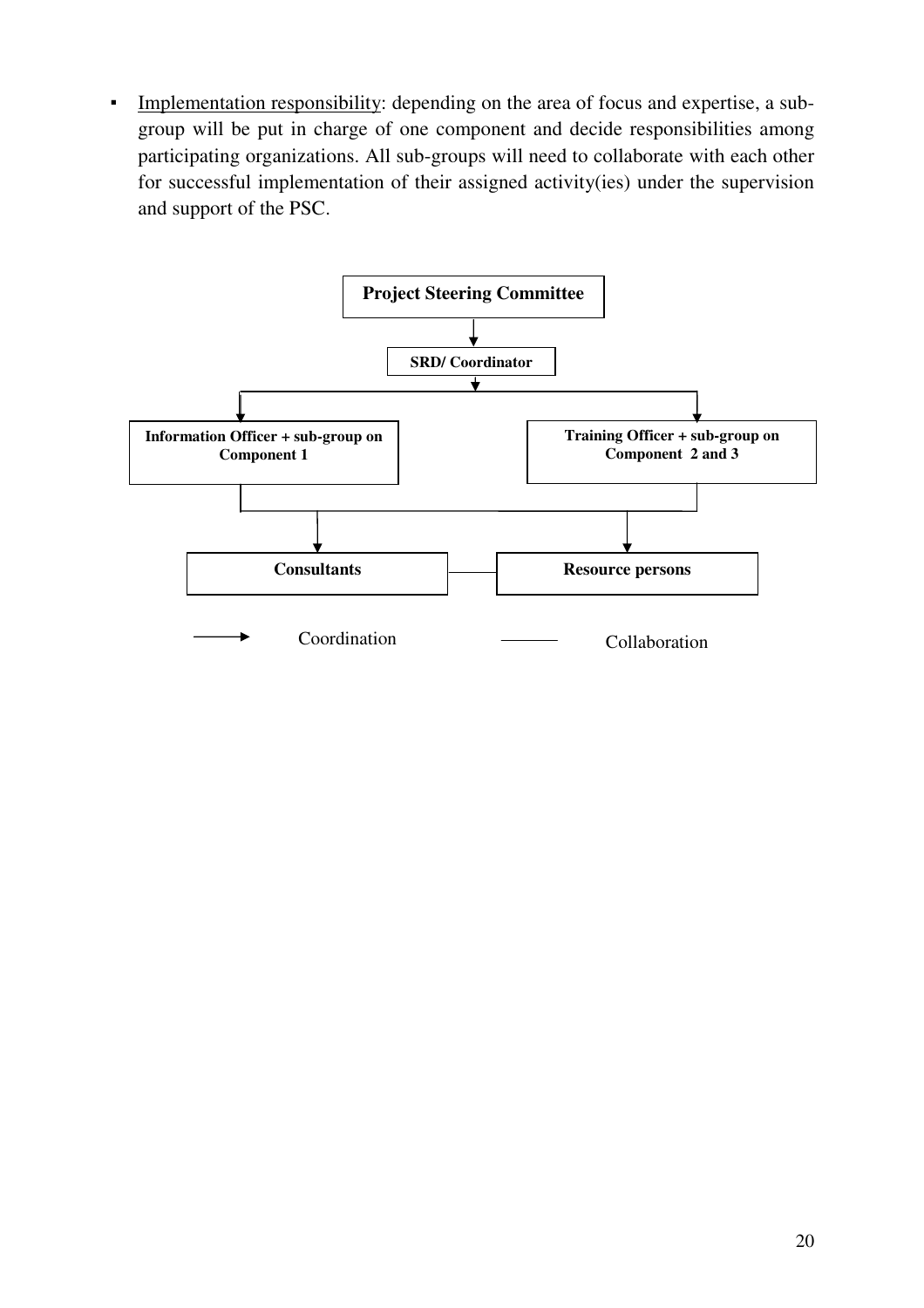- <u>Implementation responsibility</u>: depending on the area of focus and expertise, a sub-group will be put in charge of one component and decide responsibilities among participating organizations. All sub-groups will need to collaborate with each other for successful implementation of their assigned activity(ies) under the supervision and support of the PSC.

**Project Steering Committee**

**SRD/ Coordinator**

**Information Officer + sub-group on Component 1**

**Training Officer + sub-group on Component 2 and 3**

**Consultants**

**Resource persons**

Coordination

Collaboration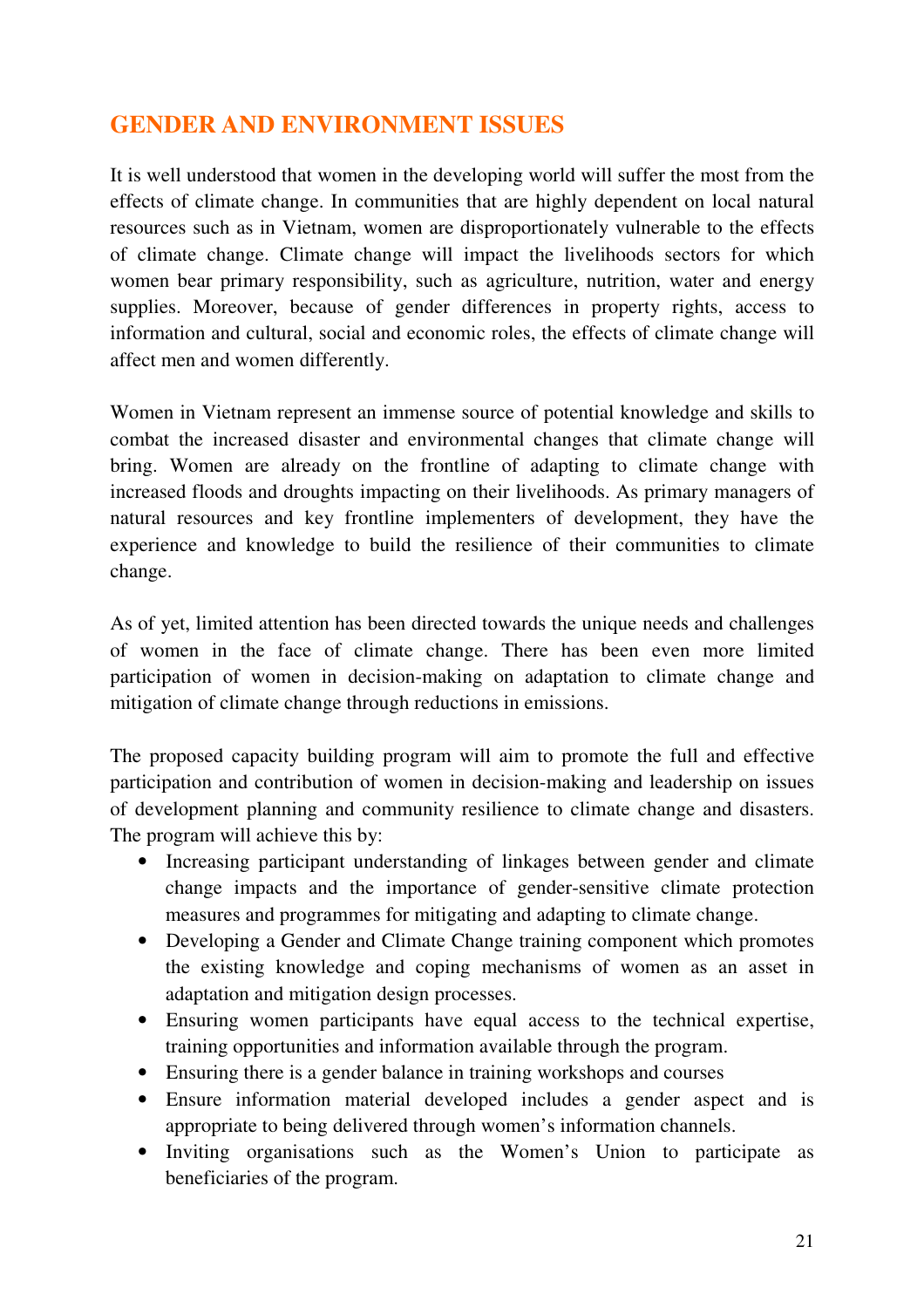## GENDER AND ENVIRONMENT ISSUES

It is well understood that women in the developing world will suffer the most from the effects of climate change. In communities that are highly dependent on local natural resources such as in Vietnam, women are disproportionately vulnerable to the effects of climate change. Climate change will impact the livelihoods sectors for which women bear primary responsibility, such as agriculture, nutrition, water and energy supplies. Moreover, because of gender differences in property rights, access to information and cultural, social and economic roles, the effects of climate change will affect men and women differently.

Women in Vietnam represent an immense source of potential knowledge and skills to combat the increased disaster and environmental changes that climate change will bring. Women are already on the frontline of adapting to climate change with increased floods and droughts impacting on their livelihoods. As primary managers of natural resources and key frontline implementers of development, they have the experience and knowledge to build the resilience of their communities to climate change.

As of yet, limited attention has been directed towards the unique needs and challenges of women in the face of climate change. There has been even more limited participation of women in decision-making on adaptation to climate change and mitigation of climate change through reductions in emissions.

The proposed capacity building program will aim to promote the full and effective participation and contribution of women in decision-making and leadership on issues of development planning and community resilience to climate change and disasters. The program will achieve this by:

- Increasing participant understanding of linkages between gender and climate change impacts and the importance of gender-sensitive climate protection measures and programmes for mitigating and adapting to climate change.
- Developing a Gender and Climate Change training component which promotes the existing knowledge and coping mechanisms of women as an asset in adaptation and mitigation design processes.
- Ensuring women participants have equal access to the technical expertise, training opportunities and information available through the program.
- Ensuring there is a gender balance in training workshops and courses
- Ensure information material developed includes a gender aspect and is appropriate to being delivered through women's information channels.
- Inviting organisations such as the Women's Union to participate as beneficiaries of the program.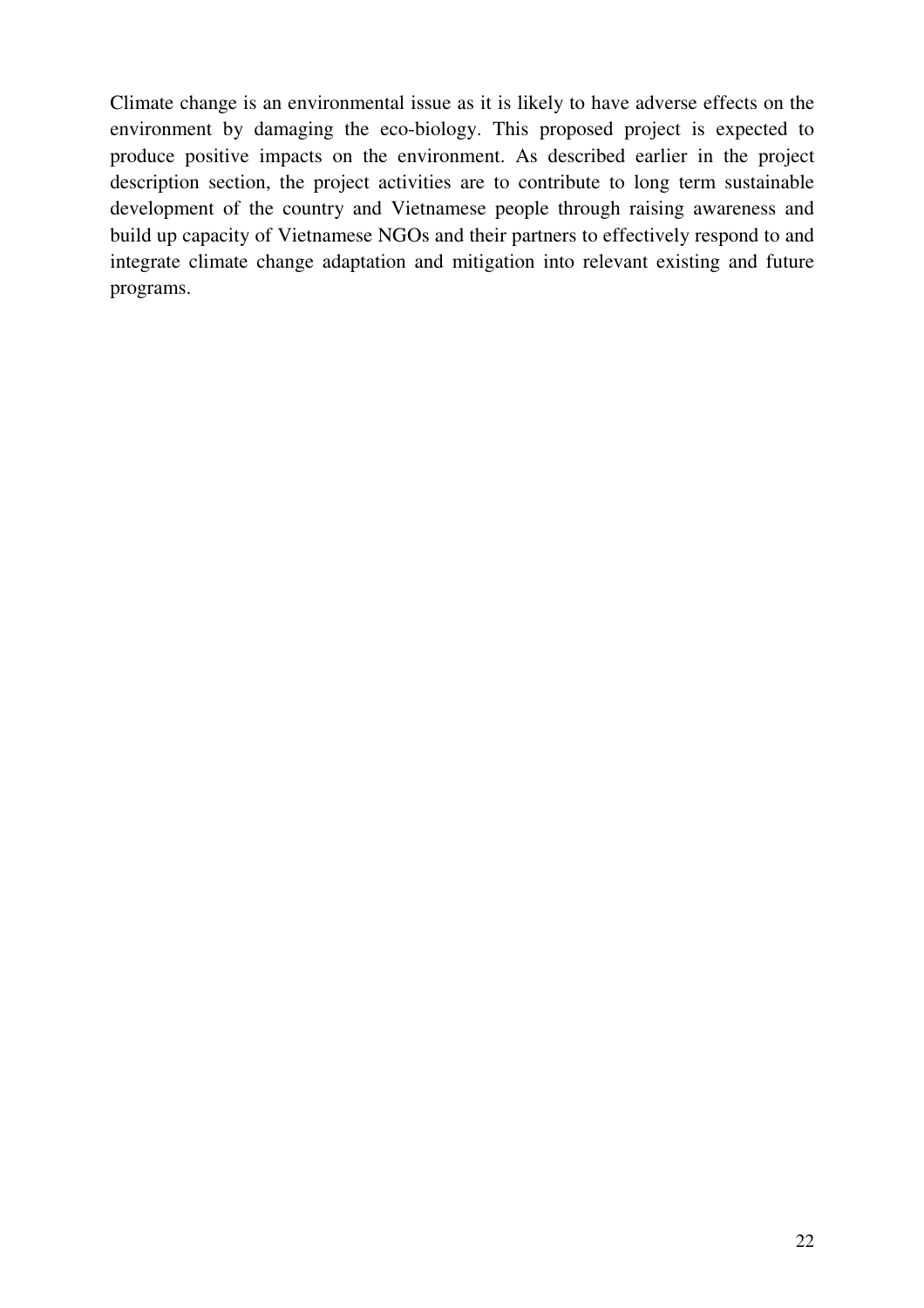Climate change is an environmental issue as it is likely to have adverse effects on the environment by damaging the eco-biology. This proposed project is expected to produce positive impacts on the environment. As described earlier in the project description section, the project activities are to contribute to long term sustainable development of the country and Vietnamese people through raising awareness and build up capacity of Vietnamese NGOs and their partners to effectively respond to and integrate climate change adaptation and mitigation into relevant existing and future programs.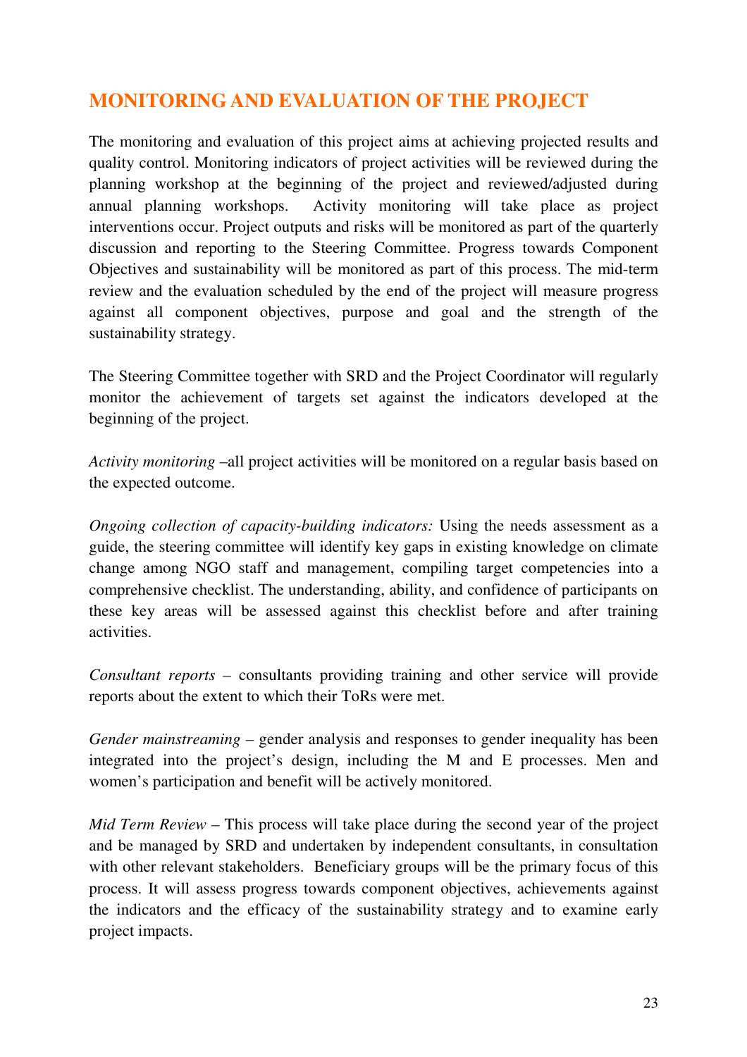## MONITORING AND EVALUATION OF THE PROJECT

The monitoring and evaluation of this project aims at achieving projected results and quality control. Monitoring indicators of project activities will be reviewed during the planning workshop at the beginning of the project and reviewed/adjusted during annual planning workshops. Activity monitoring will take place as project interventions occur. Project outputs and risks will be monitored as part of the quarterly discussion and reporting to the Steering Committee. Progress towards Component Objectives and sustainability will be monitored as part of this process. The mid-term review and the evaluation scheduled by the end of the project will measure progress against all component objectives, purpose and goal and the strength of the sustainability strategy.

The Steering Committee together with SRD and the Project Coordinator will regularly monitor the achievement of targets set against the indicators developed at the beginning of the project.

*Activity monitoring* –all project activities will be monitored on a regular basis based on the expected outcome.

*Ongoing collection of capacity-building indicators:* Using the needs assessment as a guide, the steering committee will identify key gaps in existing knowledge on climate change among NGO staff and management, compiling target competencies into a comprehensive checklist. The understanding, ability, and confidence of participants on these key areas will be assessed against this checklist before and after training activities.

*Consultant reports* – consultants providing training and other service will provide reports about the extent to which their ToRs were met.

*Gender mainstreaming* – gender analysis and responses to gender inequality has been integrated into the project's design, including the M and E processes. Men and women's participation and benefit will be actively monitored.

*Mid Term Review* – This process will take place during the second year of the project and be managed by SRD and undertaken by independent consultants, in consultation with other relevant stakeholders. Beneficiary groups will be the primary focus of this process. It will assess progress towards component objectives, achievements against the indicators and the efficacy of the sustainability strategy and to examine early project impacts.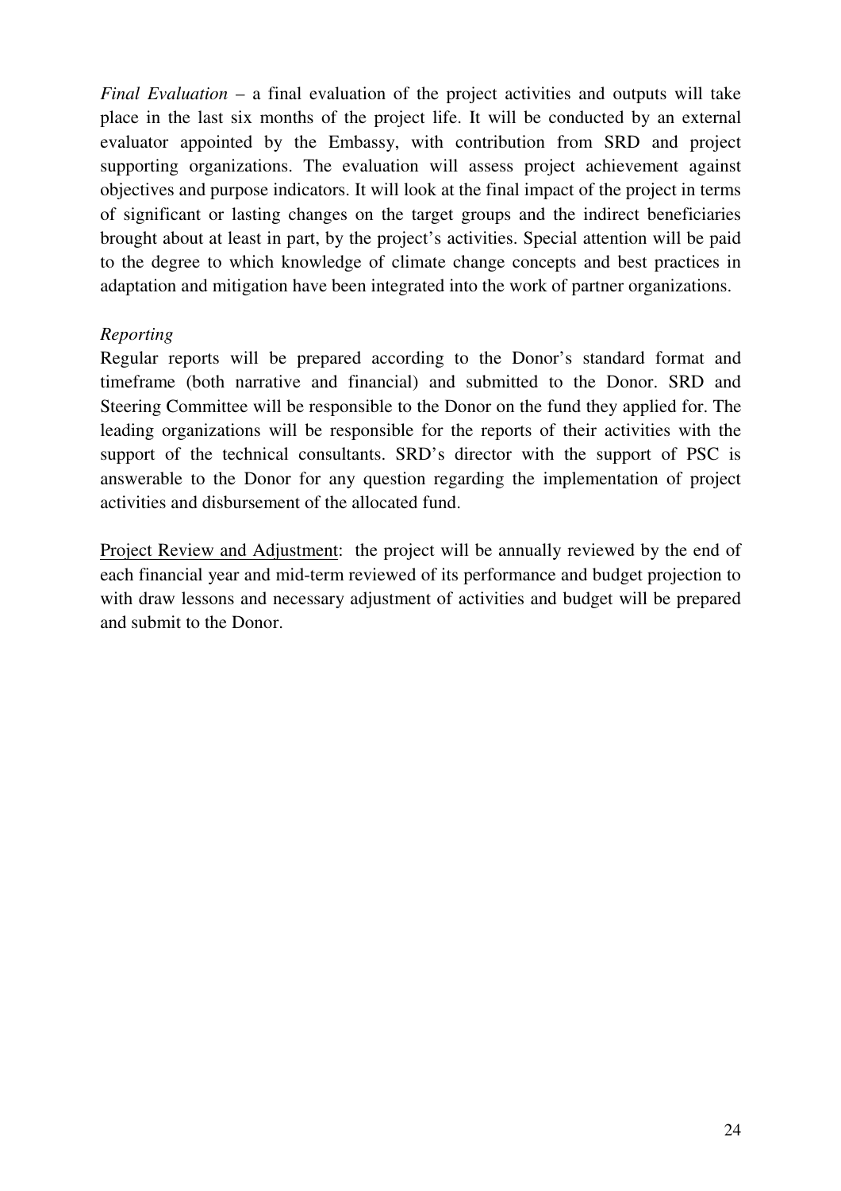*Final Evaluation* – a final evaluation of the project activities and outputs will take place in the last six months of the project life. It will be conducted by an external evaluator appointed by the Embassy, with contribution from SRD and project supporting organizations. The evaluation will assess project achievement against objectives and purpose indicators. It will look at the final impact of the project in terms of significant or lasting changes on the target groups and the indirect beneficiaries brought about at least in part, by the project's activities. Special attention will be paid to the degree to which knowledge of climate change concepts and best practices in adaptation and mitigation have been integrated into the work of partner organizations.

*Reporting*

Regular reports will be prepared according to the Donor's standard format and timeframe (both narrative and financial) and submitted to the Donor. SRD and Steering Committee will be responsible to the Donor on the fund they applied for. The leading organizations will be responsible for the reports of their activities with the support of the technical consultants. SRD's director with the support of PSC is answerable to the Donor for any question regarding the implementation of project activities and disbursement of the allocated fund.

<u>Project Review and Adjustment</u>: the project will be annually reviewed by the end of each financial year and mid-term reviewed of its performance and budget projection to with draw lessons and necessary adjustment of activities and budget will be prepared and submit to the Donor.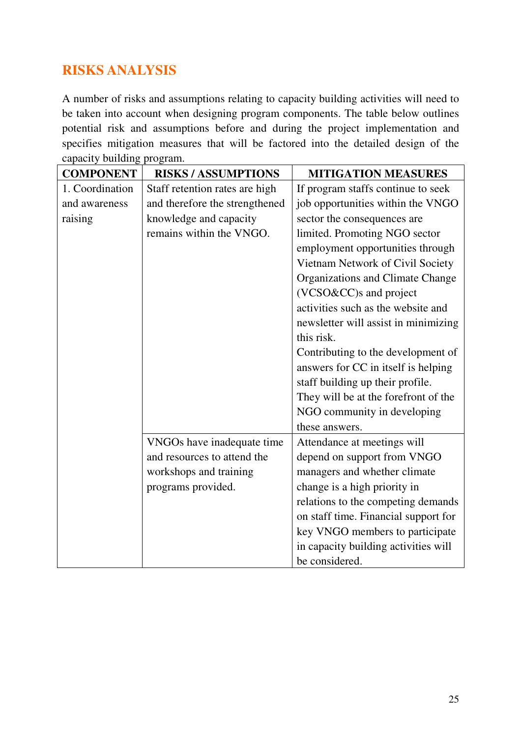## RISKS ANALYSIS

A number of risks and assumptions relating to capacity building activities will need to be taken into account when designing program components. The table below outlines potential risk and assumptions before and during the project implementation and specifies mitigation measures that will be factored into the detailed design of the capacity building program.

| COMPONENT | RISKS / ASSUMPTIONS | MITIGATION MEASURES |
|---|---|---|
| 1. Coordination and awareness raising | Staff retention rates are high and therefore the strengthened knowledge and capacity remains within the VNGO. | If program staffs continue to seek job opportunities within the VNGO sector the consequences are limited. Promoting NGO sector employment opportunities through Vietnam Network of Civil Society Organizations and Climate Change (VCSO&CC)s and project activities such as the website and newsletter will assist in minimizing this risk. Contributing to the development of answers for CC in itself is helping staff building up their profile. They will be at the forefront of the NGO community in developing these answers. |
| | VNGOs have inadequate time and resources to attend the workshops and training programs provided. | Attendance at meetings will depend on support from VNGO managers and whether climate change is a high priority in relations to the competing demands on staff time. Financial support for key VNGO members to participate in capacity building activities will be considered. |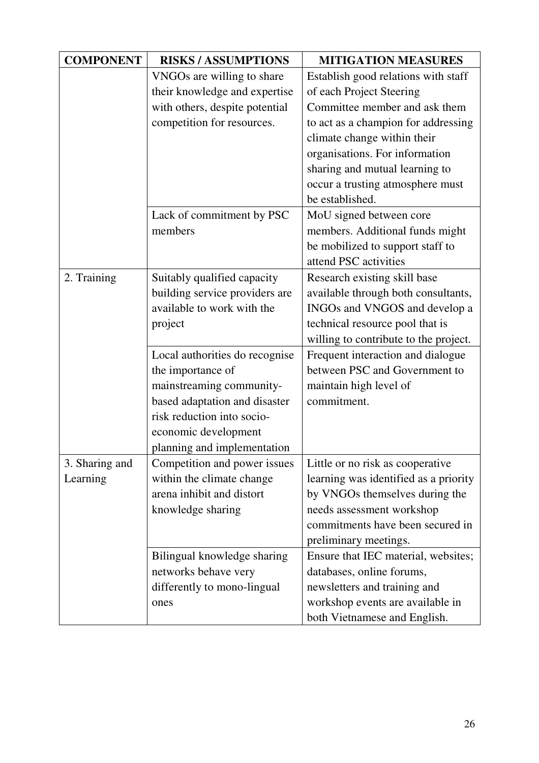| COMPONENT | RISKS / ASSUMPTIONS | MITIGATION MEASURES |
|---|---|---|
| | VNGOs are willing to share their knowledge and expertise with others, despite potential competition for resources. | Establish good relations with staff of each Project Steering Committee member and ask them to act as a champion for addressing climate change within their organisations. For information sharing and mutual learning to occur a trusting atmosphere must be established. |
| | Lack of commitment by PSC members | MoU signed between core members. Additional funds might be mobilized to support staff to attend PSC activities |
| 2. Training | Suitably qualified capacity building service providers are available to work with the project | Research existing skill base available through both consultants, INGOs and VNGOS and develop a technical resource pool that is willing to contribute to the project. |
| | Local authorities do recognise the importance of mainstreaming community-based adaptation and disaster risk reduction into socio-economic development planning and implementation | Frequent interaction and dialogue between PSC and Government to maintain high level of commitment. |
| 3. Sharing and Learning | Competition and power issues within the climate change arena inhibit and distort knowledge sharing | Little or no risk as cooperative learning was identified as a priority by VNGOs themselves during the needs assessment workshop commitments have been secured in preliminary meetings. |
| | Bilingual knowledge sharing networks behave very differently to mono-lingual ones | Ensure that IEC material, websites; databases, online forums, newsletters and training and workshop events are available in both Vietnamese and English. |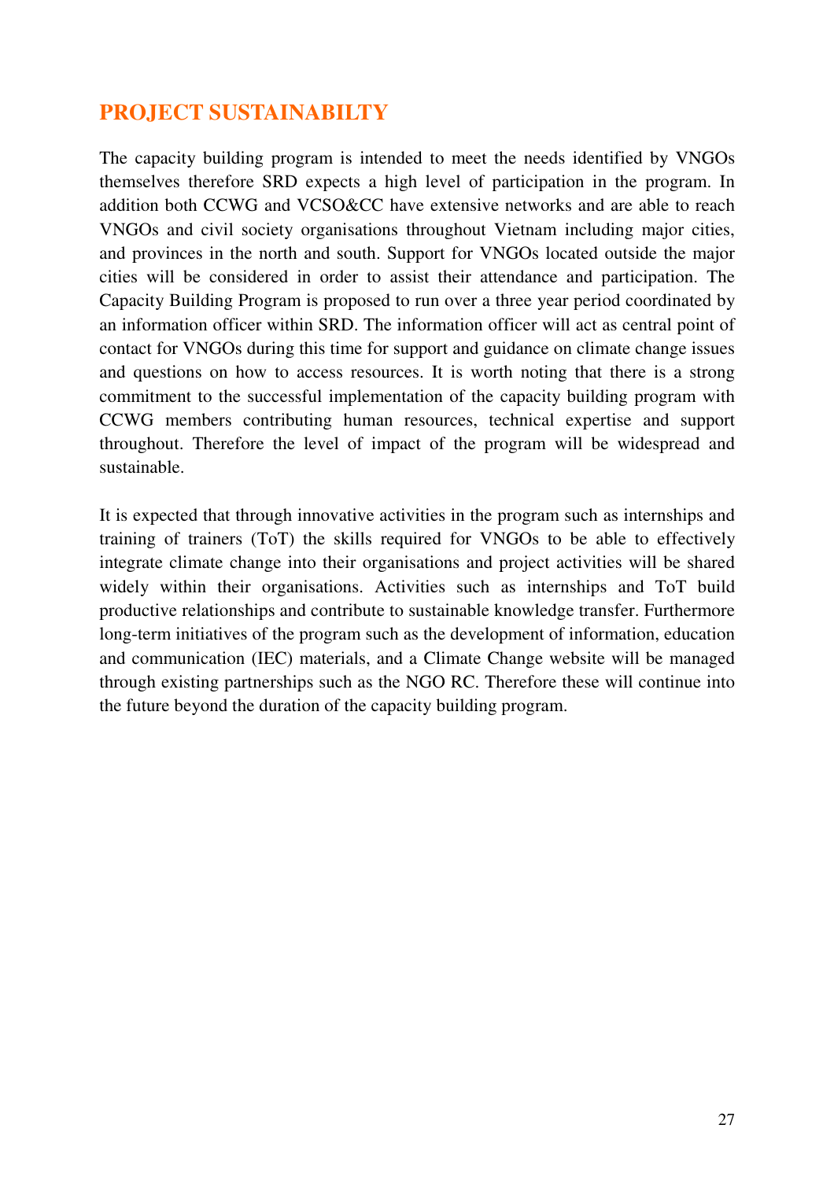## PROJECT SUSTAINABILTY

The capacity building program is intended to meet the needs identified by VNGOs themselves therefore SRD expects a high level of participation in the program. In addition both CCWG and VCSO&CC have extensive networks and are able to reach VNGOs and civil society organisations throughout Vietnam including major cities, and provinces in the north and south. Support for VNGOs located outside the major cities will be considered in order to assist their attendance and participation. The Capacity Building Program is proposed to run over a three year period coordinated by an information officer within SRD. The information officer will act as central point of contact for VNGOs during this time for support and guidance on climate change issues and questions on how to access resources. It is worth noting that there is a strong commitment to the successful implementation of the capacity building program with CCWG members contributing human resources, technical expertise and support throughout. Therefore the level of impact of the program will be widespread and sustainable.

It is expected that through innovative activities in the program such as internships and training of trainers (ToT) the skills required for VNGOs to be able to effectively integrate climate change into their organisations and project activities will be shared widely within their organisations. Activities such as internships and ToT build productive relationships and contribute to sustainable knowledge transfer. Furthermore long-term initiatives of the program such as the development of information, education and communication (IEC) materials, and a Climate Change website will be managed through existing partnerships such as the NGO RC. Therefore these will continue into the future beyond the duration of the capacity building program.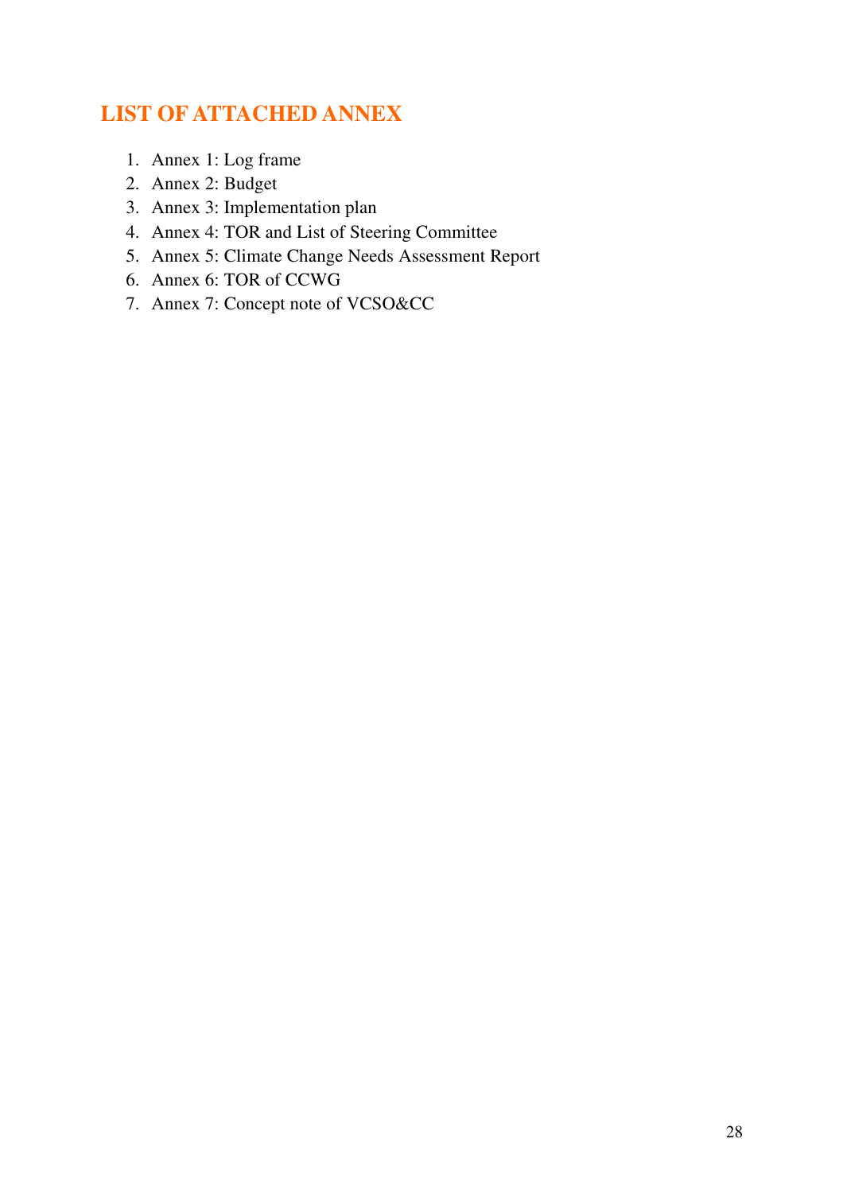## LIST OF ATTACHED ANNEX

1. Annex 1: Log frame
2. Annex 2: Budget
3. Annex 3: Implementation plan
4. Annex 4: TOR and List of Steering Committee
5. Annex 5: Climate Change Needs Assessment Report
6. Annex 6: TOR of CCWG
7. Annex 7: Concept note of VCSO&CC